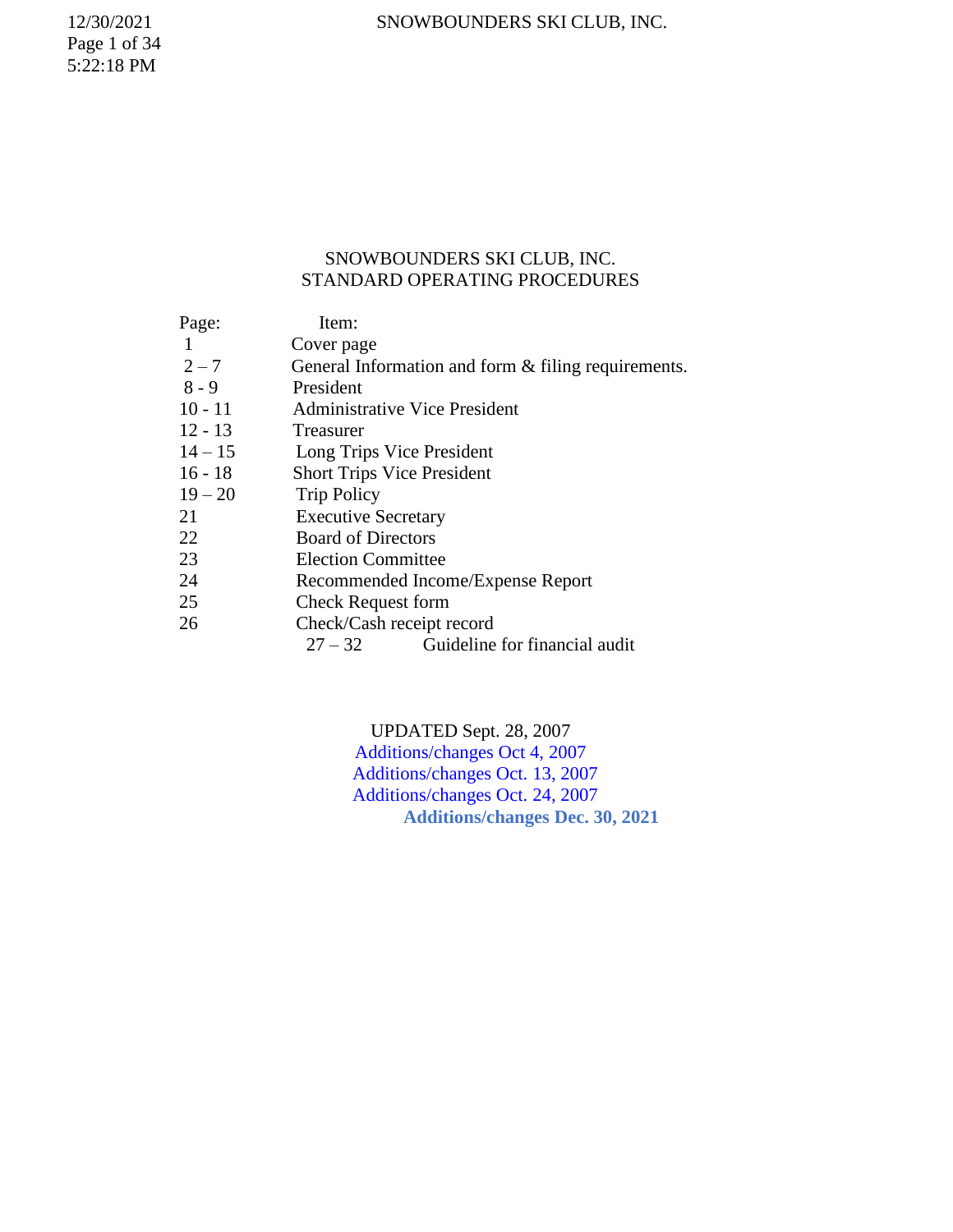# SNOWBOUNDERS SKI CLUB, INC.
## STANDARD OPERATING PROCEDURES

| Page: | Item: |
| --- | --- |
| 1 | Cover page |
| 2 – 7 | General Information and form & filing requirements. |
| 8 - 9 | President |
| 10 - 11 | Administrative Vice President |
| 12 - 13 | Treasurer |
| 14 – 15 | Long Trips Vice President |
| 16 - 18 | Short Trips Vice President |
| 19 – 20 | Trip Policy |
| 21 | Executive Secretary |
| 22 | Board of Directors |
| 23 | Election Committee |
| 24 | Recommended Income/Expense Report |
| 25 | Check Request form |
| 26 | Check/Cash receipt record |
| 27 – 32 | Guideline for financial audit |

UPDATED Sept. 28, 2007

Additions/changes Oct 4, 2007

Additions/changes Oct. 13, 2007

Additions/changes Oct. 24, 2007

**Additions/changes Dec. 30, 2021**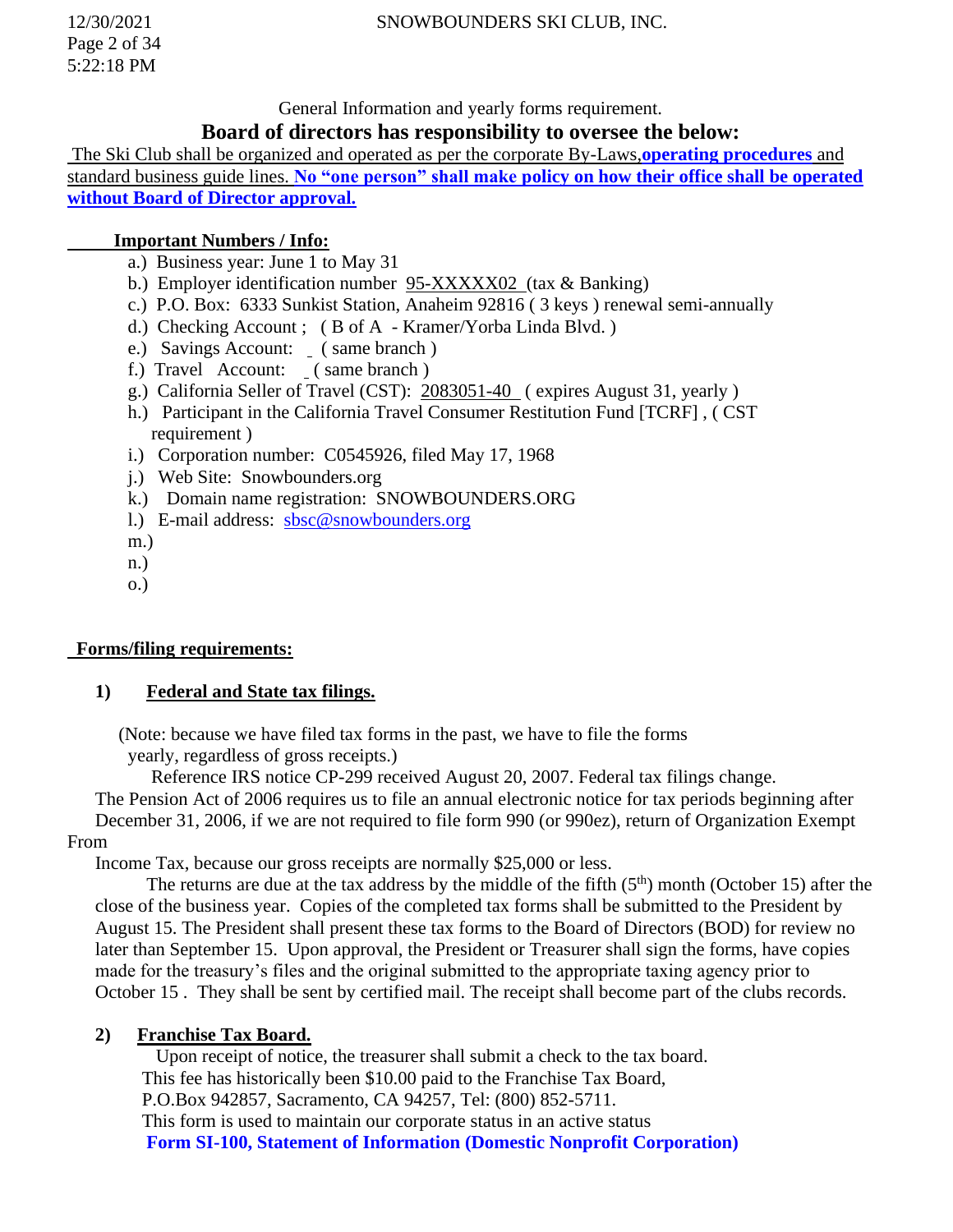General Information and yearly forms requirement.

## Board of directors has responsibility to oversee the below:

The Ski Club shall be organized and operated as per the corporate By-Laws,**operating procedures** and standard business guide lines. **No "one person" shall make policy on how their office shall be operated without Board of Director approval.**

**Important Numbers / Info:**

a.) Business year: June 1 to May 31
b.) Employer identification number 95-XXXXX02 (tax & Banking)
c.) P.O. Box: 6333 Sunkist Station, Anaheim 92816 ( 3 keys ) renewal semi-annually
d.) Checking Account ; ( B of A - Kramer/Yorba Linda Blvd. )
e.) Savings Account: _ ( same branch )
f.) Travel Account: _ ( same branch )
g.) California Seller of Travel (CST): 2083051-40 ( expires August 31, yearly )
h.) Participant in the California Travel Consumer Restitution Fund [TCRF] , ( CST requirement )
i.) Corporation number: C0545926, filed May 17, 1968
j.) Web Site: Snowbounders.org
k.) Domain name registration: SNOWBOUNDERS.ORG
l.) E-mail address: sbsc@snowbounders.org
m.)
n.)
o.)

**Forms/filing requirements:**

### 1) Federal and State tax filings.

(Note: because we have filed tax forms in the past, we have to file the forms yearly, regardless of gross receipts.)

Reference IRS notice CP-299 received August 20, 2007. Federal tax filings change.

The Pension Act of 2006 requires us to file an annual electronic notice for tax periods beginning after December 31, 2006, if we are not required to file form 990 (or 990ez), return of Organization Exempt From Income Tax, because our gross receipts are normally $25,000 or less.

The returns are due at the tax address by the middle of the fifth (5th) month (October 15) after the close of the business year. Copies of the completed tax forms shall be submitted to the President by August 15. The President shall present these tax forms to the Board of Directors (BOD) for review no later than September 15. Upon approval, the President or Treasurer shall sign the forms, have copies made for the treasury's files and the original submitted to the appropriate taxing agency prior to October 15 . They shall be sent by certified mail. The receipt shall become part of the clubs records.

### 2) Franchise Tax Board.

Upon receipt of notice, the treasurer shall submit a check to the tax board.
This fee has historically been $10.00 paid to the Franchise Tax Board,
P.O.Box 942857, Sacramento, CA 94257, Tel: (800) 852-5711.
This form is used to maintain our corporate status in an active status
**Form SI-100, Statement of Information (Domestic Nonprofit Corporation)**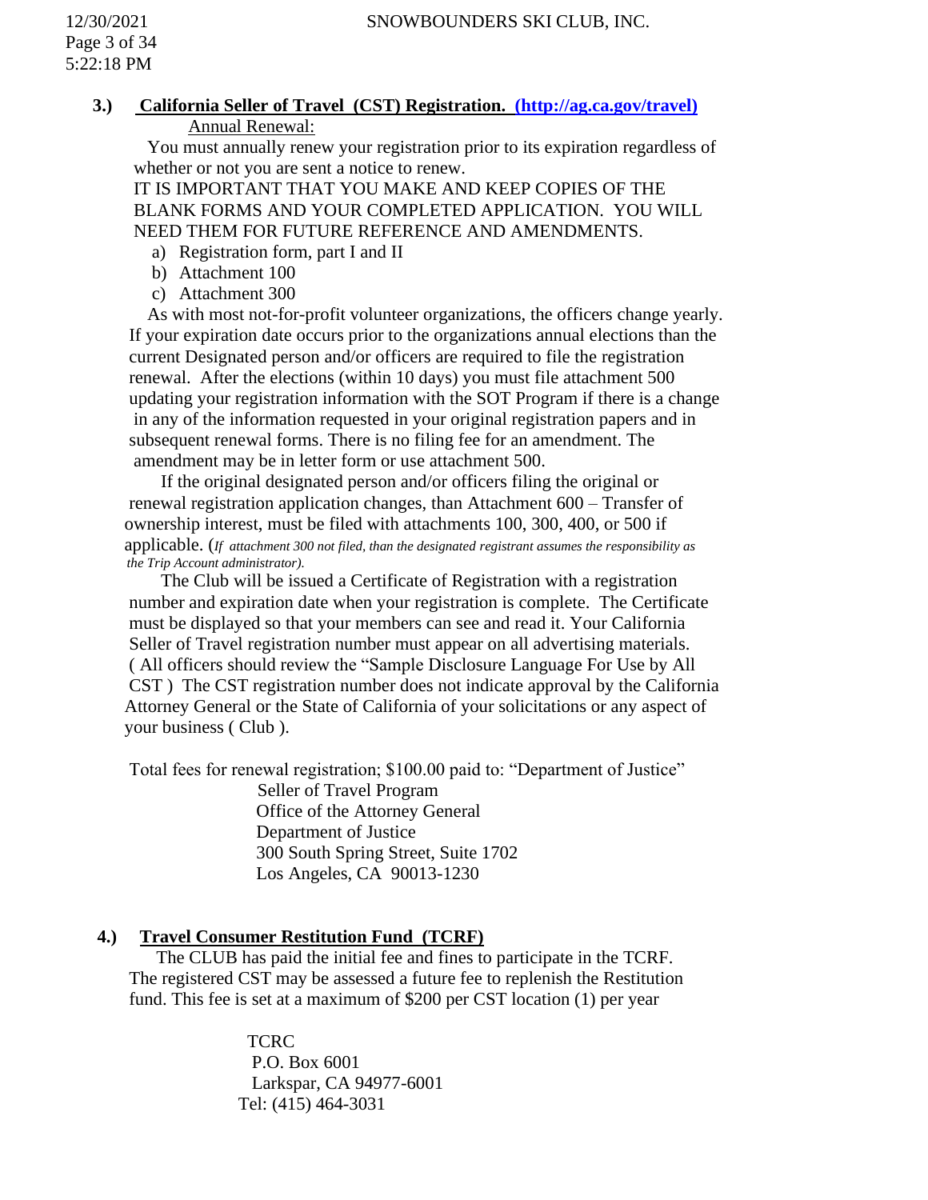### 3.) California Seller of Travel (CST) Registration. (http://ag.ca.gov/travel)

Annual Renewal:

You must annually renew your registration prior to its expiration regardless of whether or not you are sent a notice to renew.

IT IS IMPORTANT THAT YOU MAKE AND KEEP COPIES OF THE BLANK FORMS AND YOUR COMPLETED APPLICATION. YOU WILL NEED THEM FOR FUTURE REFERENCE AND AMENDMENTS.

a) Registration form, part I and II
b) Attachment 100
c) Attachment 300

As with most not-for-profit volunteer organizations, the officers change yearly. If your expiration date occurs prior to the organizations annual elections than the current Designated person and/or officers are required to file the registration renewal. After the elections (within 10 days) you must file attachment 500 updating your registration information with the SOT Program if there is a change in any of the information requested in your original registration papers and in subsequent renewal forms. There is no filing fee for an amendment. The amendment may be in letter form or use attachment 500.

If the original designated person and/or officers filing the original or renewal registration application changes, than Attachment 600 – Transfer of ownership interest, must be filed with attachments 100, 300, 400, or 500 if applicable. (*If attachment 300 not filed, than the designated registrant assumes the responsibility as the Trip Account administrator).*

The Club will be issued a Certificate of Registration with a registration number and expiration date when your registration is complete. The Certificate must be displayed so that your members can see and read it. Your California Seller of Travel registration number must appear on all advertising materials. ( All officers should review the "Sample Disclosure Language For Use by All CST ) The CST registration number does not indicate approval by the California Attorney General or the State of California of your solicitations or any aspect of your business ( Club ).

Total fees for renewal registration; $100.00 paid to: "Department of Justice"

Seller of Travel Program
Office of the Attorney General
Department of Justice
300 South Spring Street, Suite 1702
Los Angeles, CA 90013-1230

### 4.) Travel Consumer Restitution Fund (TCRF)

The CLUB has paid the initial fee and fines to participate in the TCRF. The registered CST may be assessed a future fee to replenish the Restitution fund. This fee is set at a maximum of $200 per CST location (1) per year

TCRC
P.O. Box 6001
Larkspar, CA 94977-6001
Tel: (415) 464-3031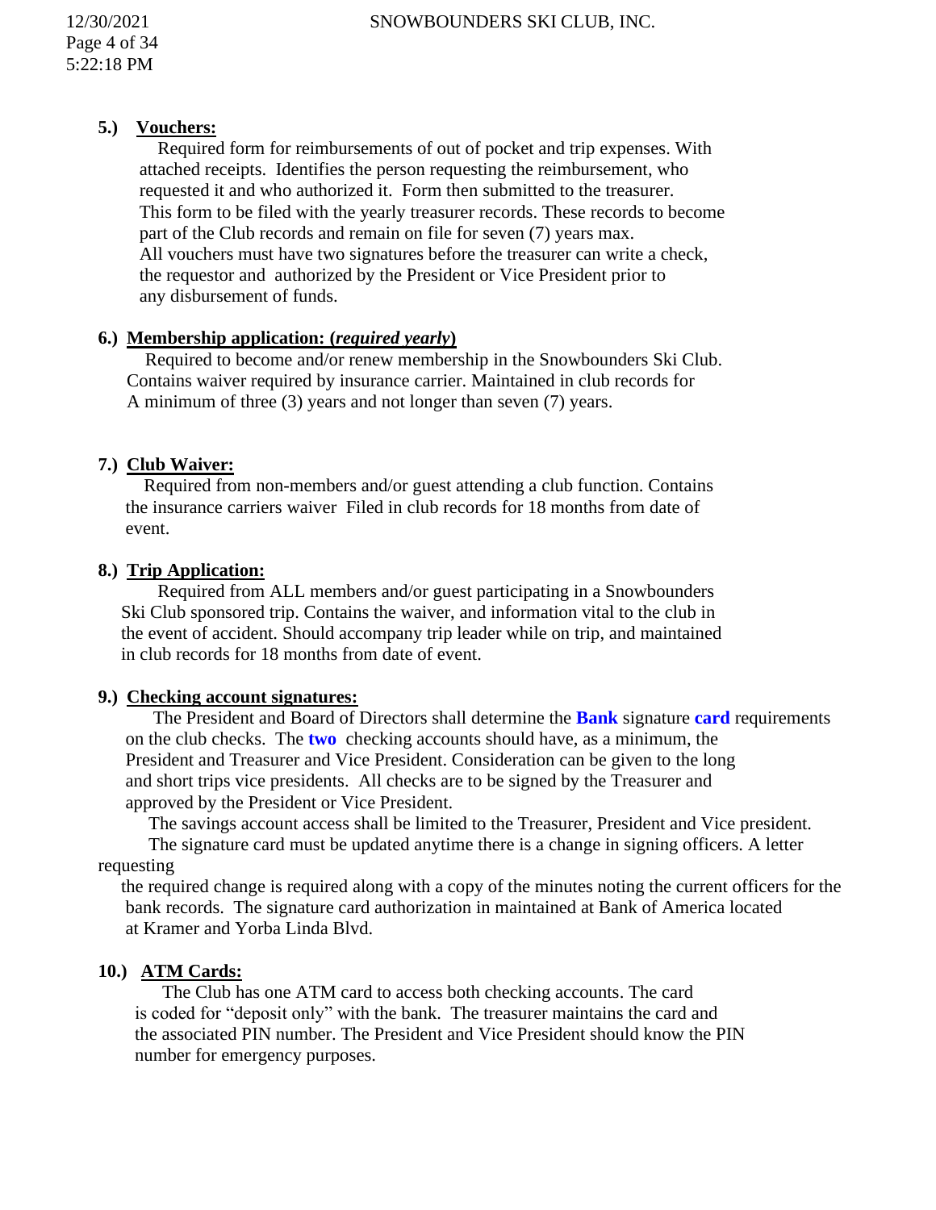**5.) Vouchers:**

Required form for reimbursements of out of pocket and trip expenses. With attached receipts. Identifies the person requesting the reimbursement, who requested it and who authorized it. Form then submitted to the treasurer. This form to be filed with the yearly treasurer records. These records to become part of the Club records and remain on file for seven (7) years max. All vouchers must have two signatures before the treasurer can write a check, the requestor and authorized by the President or Vice President prior to any disbursement of funds.

**6.) Membership application: (*required yearly*)**

Required to become and/or renew membership in the Snowbounders Ski Club. Contains waiver required by insurance carrier. Maintained in club records for A minimum of three (3) years and not longer than seven (7) years.

**7.) Club Waiver:**

Required from non-members and/or guest attending a club function. Contains the insurance carriers waiver Filed in club records for 18 months from date of event.

**8.) Trip Application:**

Required from ALL members and/or guest participating in a Snowbounders Ski Club sponsored trip. Contains the waiver, and information vital to the club in the event of accident. Should accompany trip leader while on trip, and maintained in club records for 18 months from date of event.

**9.) Checking account signatures:**

The President and Board of Directors shall determine the **Bank** signature **card** requirements on the club checks. The **two** checking accounts should have, as a minimum, the President and Treasurer and Vice President. Consideration can be given to the long and short trips vice presidents. All checks are to be signed by the Treasurer and approved by the President or Vice President.

The savings account access shall be limited to the Treasurer, President and Vice president.

The signature card must be updated anytime there is a change in signing officers. A letter requesting the required change is required along with a copy of the minutes noting the current officers for the bank records. The signature card authorization in maintained at Bank of America located at Kramer and Yorba Linda Blvd.

**10.) ATM Cards:**

The Club has one ATM card to access both checking accounts. The card is coded for "deposit only" with the bank. The treasurer maintains the card and the associated PIN number. The President and Vice President should know the PIN number for emergency purposes.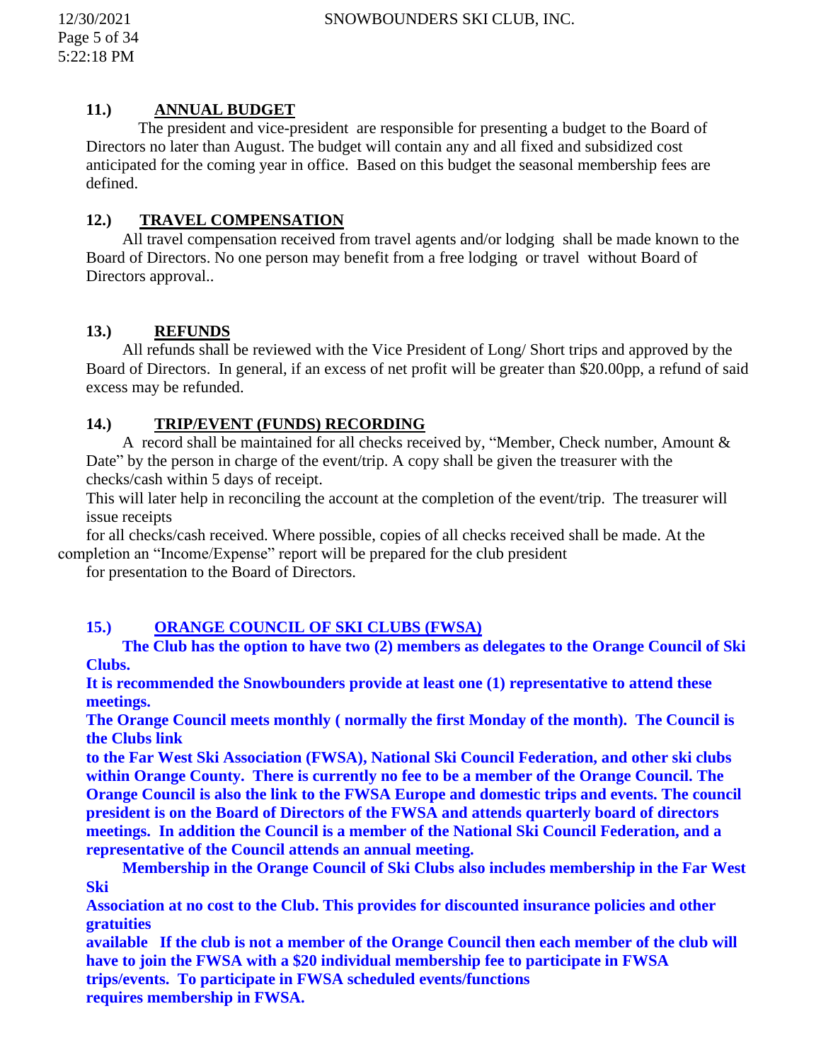### 11.) ANNUAL BUDGET

The president and vice-president are responsible for presenting a budget to the Board of Directors no later than August. The budget will contain any and all fixed and subsidized cost anticipated for the coming year in office. Based on this budget the seasonal membership fees are defined.

### 12.) TRAVEL COMPENSATION

All travel compensation received from travel agents and/or lodging shall be made known to the Board of Directors. No one person may benefit from a free lodging or travel without Board of Directors approval..

### 13.) REFUNDS

All refunds shall be reviewed with the Vice President of Long/ Short trips and approved by the Board of Directors. In general, if an excess of net profit will be greater than $20.00pp, a refund of said excess may be refunded.

### 14.) TRIP/EVENT (FUNDS) RECORDING

A record shall be maintained for all checks received by, "Member, Check number, Amount & Date" by the person in charge of the event/trip. A copy shall be given the treasurer with the checks/cash within 5 days of receipt.

This will later help in reconciling the account at the completion of the event/trip. The treasurer will issue receipts for all checks/cash received. Where possible, copies of all checks received shall be made. At the completion an "Income/Expense" report will be prepared for the club president for presentation to the Board of Directors.

### 15.) ORANGE COUNCIL OF SKI CLUBS (FWSA)

**The Club has the option to have two (2) members as delegates to the Orange Council of Ski Clubs.**

**It is recommended the Snowbounders provide at least one (1) representative to attend these meetings.**

**The Orange Council meets monthly ( normally the first Monday of the month). The Council is the Clubs link to the Far West Ski Association (FWSA), National Ski Council Federation, and other ski clubs within Orange County. There is currently no fee to be a member of the Orange Council. The Orange Council is also the link to the FWSA Europe and domestic trips and events. The council president is on the Board of Directors of the FWSA and attends quarterly board of directors meetings. In addition the Council is a member of the National Ski Council Federation, and a representative of the Council attends an annual meeting.**

**Membership in the Orange Council of Ski Clubs also includes membership in the Far West Ski Association at no cost to the Club. This provides for discounted insurance policies and other gratuities available If the club is not a member of the Orange Council then each member of the club will have to join the FWSA with a $20 individual membership fee to participate in FWSA trips/events. To participate in FWSA scheduled events/functions requires membership in FWSA.**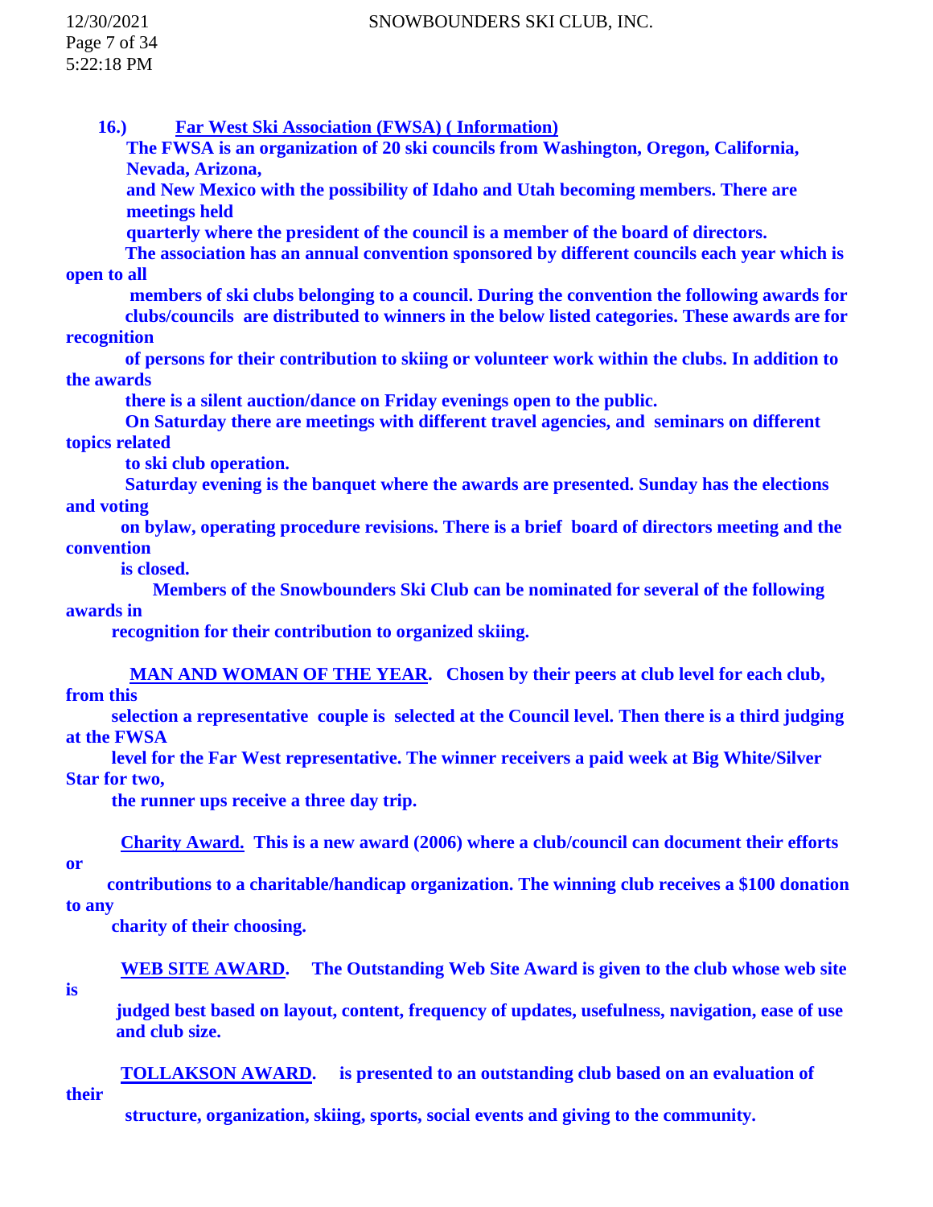**16.) Far West Ski Association (FWSA) ( Information)**

**The FWSA is an organization of 20 ski councils from Washington, Oregon, California, Nevada, Arizona, and New Mexico with the possibility of Idaho and Utah becoming members. There are meetings held quarterly where the president of the council is a member of the board of directors.**

**The association has an annual convention sponsored by different councils each year which is open to all members of ski clubs belonging to a council. During the convention the following awards for clubs/councils are distributed to winners in the below listed categories. These awards are for recognition of persons for their contribution to skiing or volunteer work within the clubs. In addition to the awards there is a silent auction/dance on Friday evenings open to the public.**

**On Saturday there are meetings with different travel agencies, and seminars on different topics related to ski club operation.**

**Saturday evening is the banquet where the awards are presented. Sunday has the elections and voting on bylaw, operating procedure revisions. There is a brief board of directors meeting and the convention is closed.**

**Members of the Snowbounders Ski Club can be nominated for several of the following awards in recognition for their contribution to organized skiing.**

**MAN AND WOMAN OF THE YEAR. Chosen by their peers at club level for each club, from this selection a representative couple is selected at the Council level. Then there is a third judging at the FWSA level for the Far West representative. The winner receivers a paid week at Big White/Silver Star for two, the runner ups receive a three day trip.**

**Charity Award. This is a new award (2006) where a club/council can document their efforts or contributions to a charitable/handicap organization. The winning club receives a $100 donation to any charity of their choosing.**

**WEB SITE AWARD. The Outstanding Web Site Award is given to the club whose web site is judged best based on layout, content, frequency of updates, usefulness, navigation, ease of use and club size.**

**TOLLAKSON AWARD. is presented to an outstanding club based on an evaluation of their structure, organization, skiing, sports, social events and giving to the community.**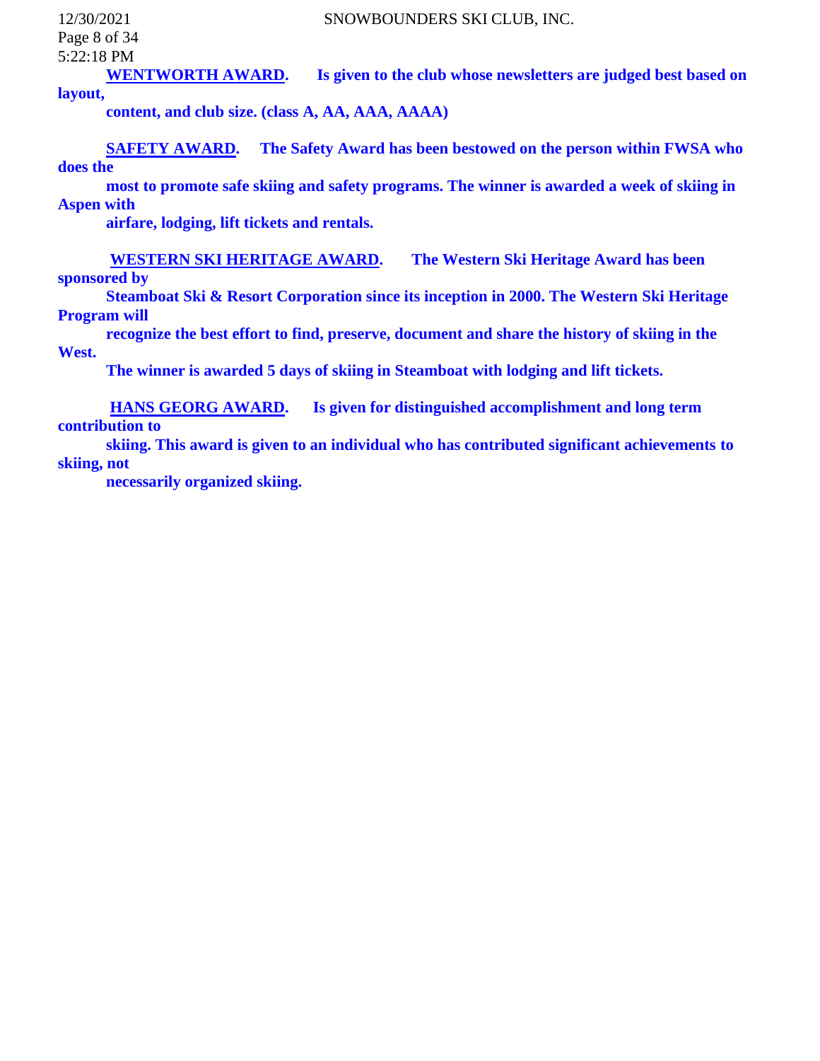**WENTWORTH AWARD.** **Is given to the club whose newsletters are judged best based on layout, content, and club size. (class A, AA, AAA, AAAA)**

**SAFETY AWARD.** **The Safety Award has been bestowed on the person within FWSA who does the most to promote safe skiing and safety programs. The winner is awarded a week of skiing in Aspen with airfare, lodging, lift tickets and rentals.**

**WESTERN SKI HERITAGE AWARD.** **The Western Ski Heritage Award has been sponsored by Steamboat Ski & Resort Corporation since its inception in 2000. The Western Ski Heritage Program will recognize the best effort to find, preserve, document and share the history of skiing in the West. The winner is awarded 5 days of skiing in Steamboat with lodging and lift tickets.**

**HANS GEORG AWARD.** **Is given for distinguished accomplishment and long term contribution to skiing. This award is given to an individual who has contributed significant achievements to skiing, not necessarily organized skiing.**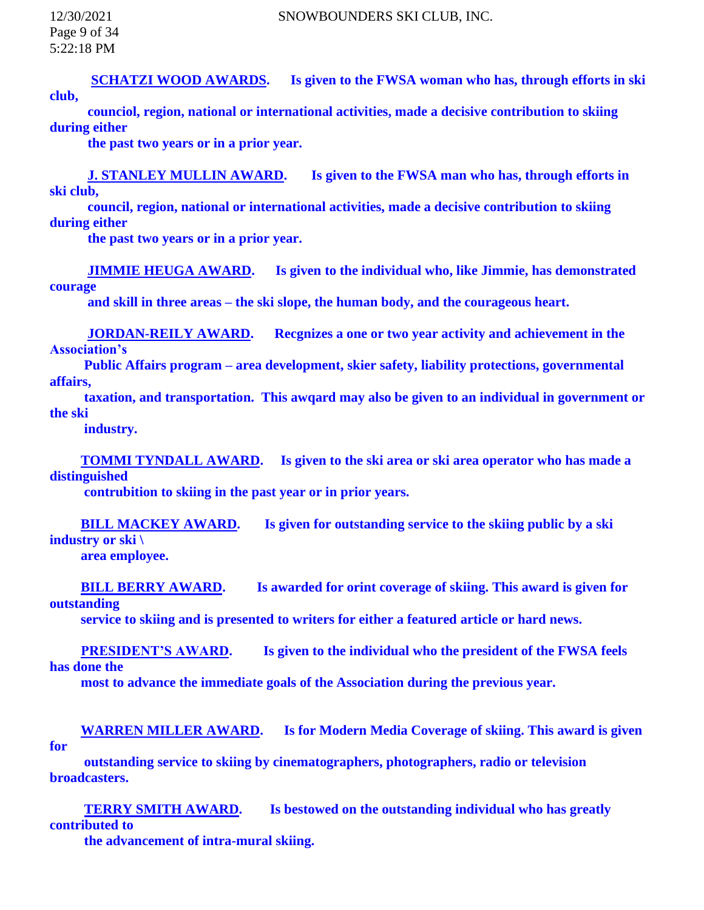**<u>SCHATZI WOOD AWARDS</u>.** **Is given to the FWSA woman who has, through efforts in ski club, counciol, region, national or international activities, made a decisive contribution to skiing during either the past two years or in a prior year.**

**<u>J. STANLEY MULLIN AWARD</u>.** **Is given to the FWSA man who has, through efforts in ski club, council, region, national or international activities, made a decisive contribution to skiing during either the past two years or in a prior year.**

**<u>JIMMIE HEUGA AWARD</u>.** **Is given to the individual who, like Jimmie, has demonstrated courage and skill in three areas – the ski slope, the human body, and the courageous heart.**

**<u>JORDAN-REILY AWARD</u>.** **Recgnizes a one or two year activity and achievement in the Association's Public Affairs program – area development, skier safety, liability protections, governmental affairs, taxation, and transportation. This awqard may also be given to an individual in government or the ski industry.**

**<u>TOMMI TYNDALL AWARD</u>.** **Is given to the ski area or ski area operator who has made a distinguished contrubition to skiing in the past year or in prior years.**

**<u>BILL MACKEY AWARD</u>.** **Is given for outstanding service to the skiing public by a ski industry or ski \ area employee.**

**<u>BILL BERRY AWARD</u>.** **Is awarded for orint coverage of skiing. This award is given for outstanding service to skiing and is presented to writers for either a featured article or hard news.**

**<u>PRESIDENT'S AWARD</u>.** **Is given to the individual who the president of the FWSA feels has done the most to advance the immediate goals of the Association during the previous year.**

**<u>WARREN MILLER AWARD</u>.** **Is for Modern Media Coverage of skiing. This award is given for outstanding service to skiing by cinematographers, photographers, radio or television broadcasters.**

**<u>TERRY SMITH AWARD</u>.** **Is bestowed on the outstanding individual who has greatly contributed to the advancement of intra-mural skiing.**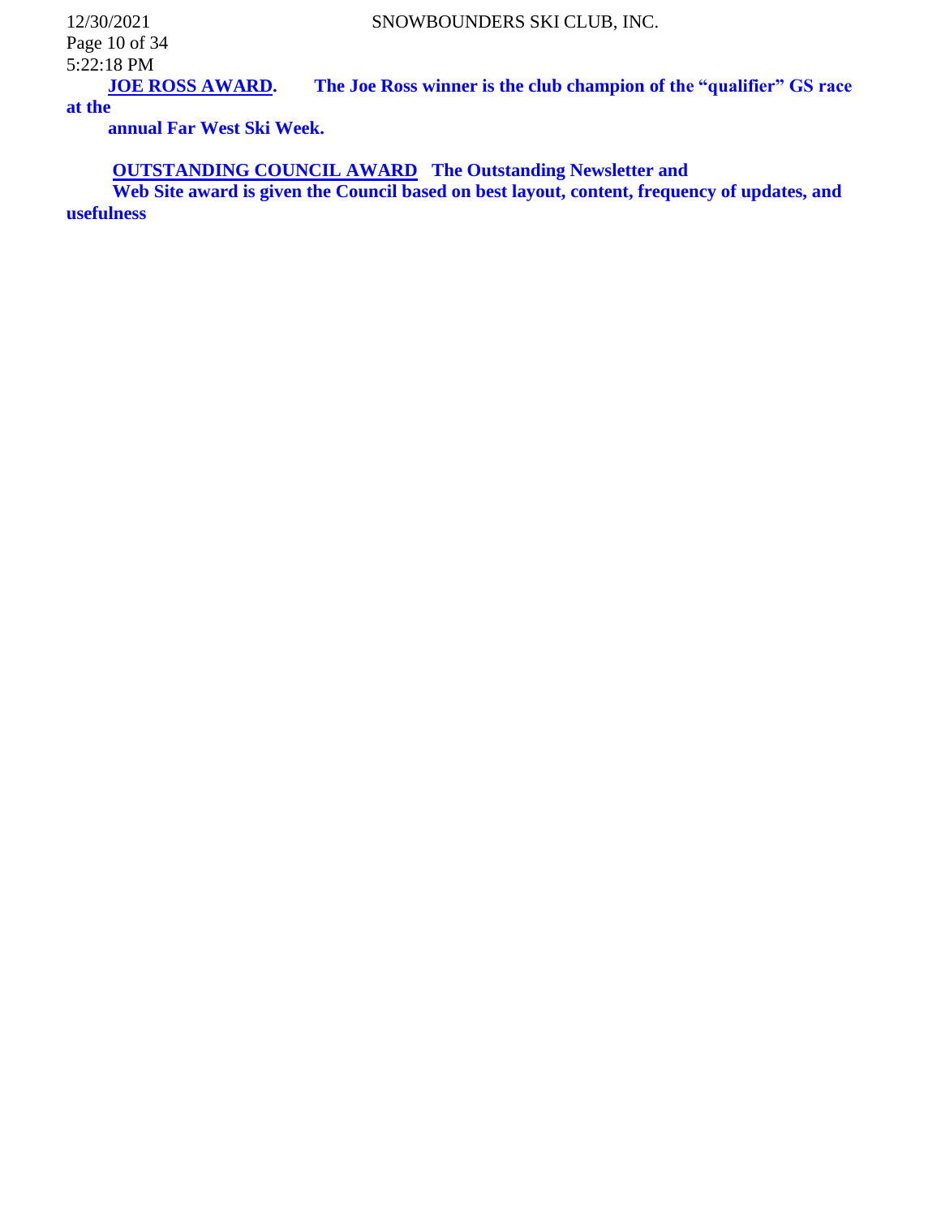**<u>JOE ROSS AWARD</u>.** **The Joe Ross winner is the club champion of the "qualifier" GS race at the annual Far West Ski Week.**

**<u>OUTSTANDING COUNCIL AWARD</u>** **The Outstanding Newsletter and Web Site award is given the Council based on best layout, content, frequency of updates, and usefulness**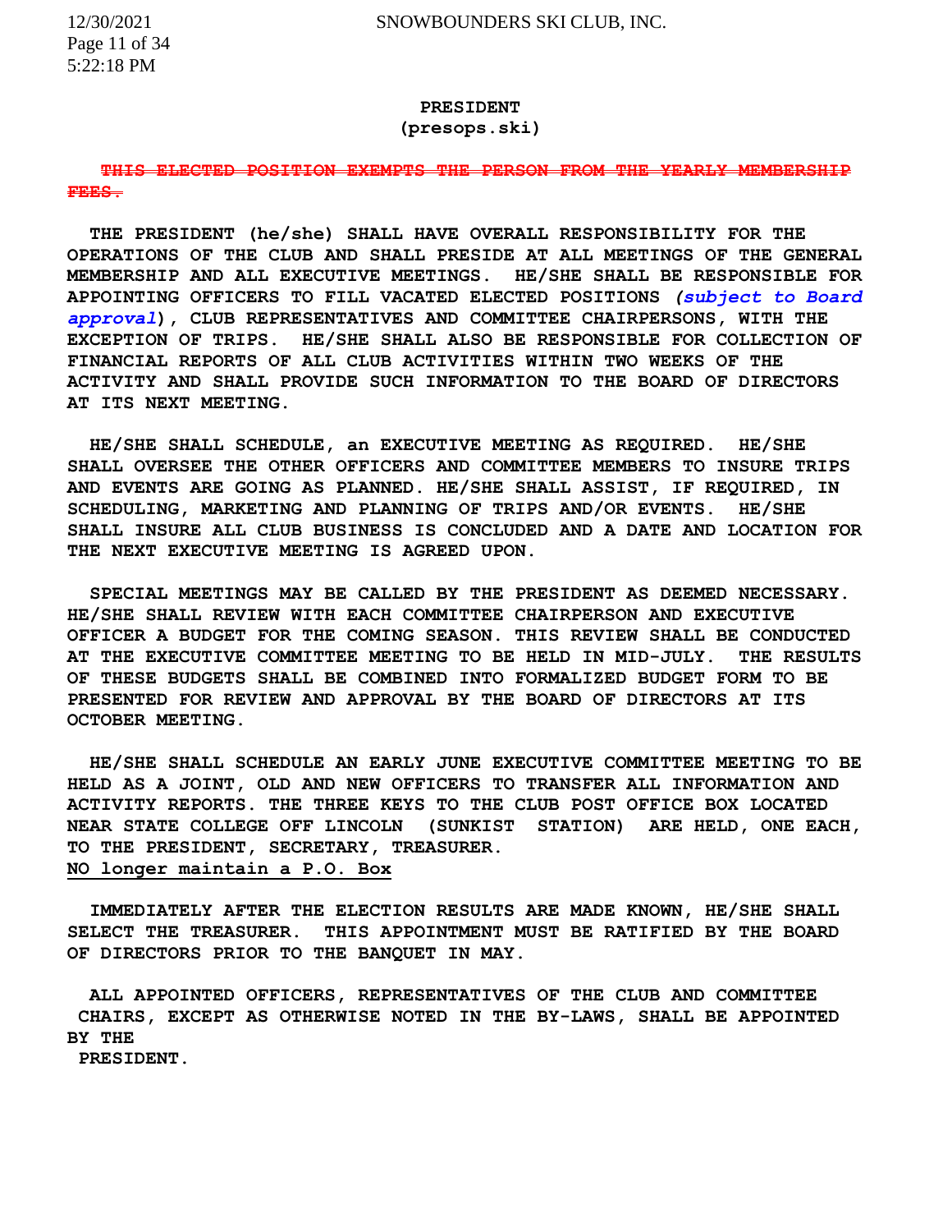## PRESIDENT
## (presops.ski)

~~THIS ELECTED POSITION EXEMPTS THE PERSON FROM THE YEARLY MEMBERSHIP FEES.~~

THE PRESIDENT (he/she) SHALL HAVE OVERALL RESPONSIBILITY FOR THE OPERATIONS OF THE CLUB AND SHALL PRESIDE AT ALL MEETINGS OF THE GENERAL MEMBERSHIP AND ALL EXECUTIVE MEETINGS. HE/SHE SHALL BE RESPONSIBLE FOR APPOINTING OFFICERS TO FILL VACATED ELECTED POSITIONS ***(subject to Board approval)***, CLUB REPRESENTATIVES AND COMMITTEE CHAIRPERSONS, WITH THE EXCEPTION OF TRIPS. HE/SHE SHALL ALSO BE RESPONSIBLE FOR COLLECTION OF FINANCIAL REPORTS OF ALL CLUB ACTIVITIES WITHIN TWO WEEKS OF THE ACTIVITY AND SHALL PROVIDE SUCH INFORMATION TO THE BOARD OF DIRECTORS AT ITS NEXT MEETING.

HE/SHE SHALL SCHEDULE, an EXECUTIVE MEETING AS REQUIRED. HE/SHE SHALL OVERSEE THE OTHER OFFICERS AND COMMITTEE MEMBERS TO INSURE TRIPS AND EVENTS ARE GOING AS PLANNED. HE/SHE SHALL ASSIST, IF REQUIRED, IN SCHEDULING, MARKETING AND PLANNING OF TRIPS AND/OR EVENTS. HE/SHE SHALL INSURE ALL CLUB BUSINESS IS CONCLUDED AND A DATE AND LOCATION FOR THE NEXT EXECUTIVE MEETING IS AGREED UPON.

SPECIAL MEETINGS MAY BE CALLED BY THE PRESIDENT AS DEEMED NECESSARY. HE/SHE SHALL REVIEW WITH EACH COMMITTEE CHAIRPERSON AND EXECUTIVE OFFICER A BUDGET FOR THE COMING SEASON. THIS REVIEW SHALL BE CONDUCTED AT THE EXECUTIVE COMMITTEE MEETING TO BE HELD IN MID-JULY. THE RESULTS OF THESE BUDGETS SHALL BE COMBINED INTO FORMALIZED BUDGET FORM TO BE PRESENTED FOR REVIEW AND APPROVAL BY THE BOARD OF DIRECTORS AT ITS OCTOBER MEETING.

HE/SHE SHALL SCHEDULE AN EARLY JUNE EXECUTIVE COMMITTEE MEETING TO BE HELD AS A JOINT, OLD AND NEW OFFICERS TO TRANSFER ALL INFORMATION AND ACTIVITY REPORTS. THE THREE KEYS TO THE CLUB POST OFFICE BOX LOCATED NEAR STATE COLLEGE OFF LINCOLN (SUNKIST STATION) ARE HELD, ONE EACH, TO THE PRESIDENT, SECRETARY, TREASURER.
<u>NO longer maintain a P.O. Box</u>

IMMEDIATELY AFTER THE ELECTION RESULTS ARE MADE KNOWN, HE/SHE SHALL SELECT THE TREASURER. THIS APPOINTMENT MUST BE RATIFIED BY THE BOARD OF DIRECTORS PRIOR TO THE BANQUET IN MAY.

ALL APPOINTED OFFICERS, REPRESENTATIVES OF THE CLUB AND COMMITTEE CHAIRS, EXCEPT AS OTHERWISE NOTED IN THE BY-LAWS, SHALL BE APPOINTED BY THE PRESIDENT.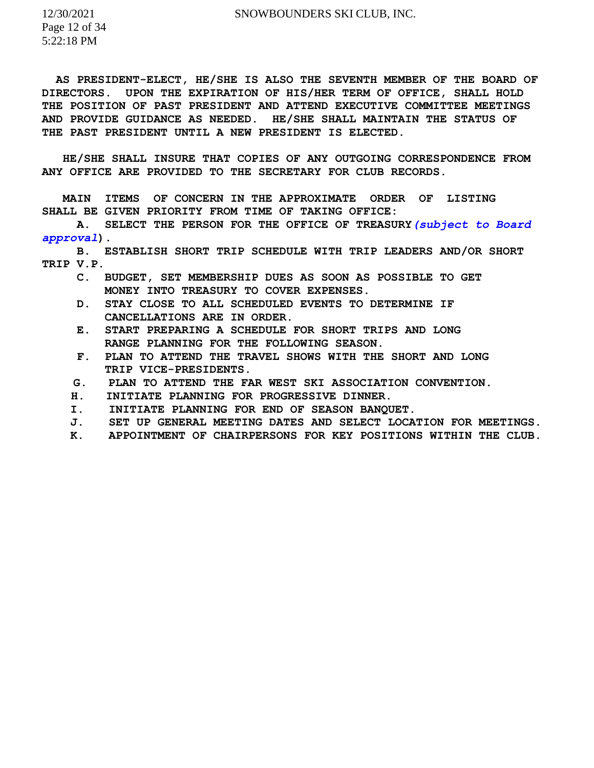**AS PRESIDENT-ELECT, HE/SHE IS ALSO THE SEVENTH MEMBER OF THE BOARD OF DIRECTORS. UPON THE EXPIRATION OF HIS/HER TERM OF OFFICE, SHALL HOLD THE POSITION OF PAST PRESIDENT AND ATTEND EXECUTIVE COMMITTEE MEETINGS AND PROVIDE GUIDANCE AS NEEDED. HE/SHE SHALL MAINTAIN THE STATUS OF THE PAST PRESIDENT UNTIL A NEW PRESIDENT IS ELECTED.**

**HE/SHE SHALL INSURE THAT COPIES OF ANY OUTGOING CORRESPONDENCE FROM ANY OFFICE ARE PROVIDED TO THE SECRETARY FOR CLUB RECORDS.**

**MAIN ITEMS OF CONCERN IN THE APPROXIMATE ORDER OF LISTING SHALL BE GIVEN PRIORITY FROM TIME OF TAKING OFFICE:**

- **A. SELECT THE PERSON FOR THE OFFICE OF TREASURY** ***(subject to Board approval)*****.**
- **B. ESTABLISH SHORT TRIP SCHEDULE WITH TRIP LEADERS AND/OR SHORT TRIP V.P.**
- **C. BUDGET, SET MEMBERSHIP DUES AS SOON AS POSSIBLE TO GET MONEY INTO TREASURY TO COVER EXPENSES.**
- **D. STAY CLOSE TO ALL SCHEDULED EVENTS TO DETERMINE IF CANCELLATIONS ARE IN ORDER.**
- **E. START PREPARING A SCHEDULE FOR SHORT TRIPS AND LONG RANGE PLANNING FOR THE FOLLOWING SEASON.**
- **F. PLAN TO ATTEND THE TRAVEL SHOWS WITH THE SHORT AND LONG TRIP VICE-PRESIDENTS.**
- **G. PLAN TO ATTEND THE FAR WEST SKI ASSOCIATION CONVENTION.**
- **H. INITIATE PLANNING FOR PROGRESSIVE DINNER.**
- **I. INITIATE PLANNING FOR END OF SEASON BANQUET.**
- **J. SET UP GENERAL MEETING DATES AND SELECT LOCATION FOR MEETINGS.**
- **K. APPOINTMENT OF CHAIRPERSONS FOR KEY POSITIONS WITHIN THE CLUB.**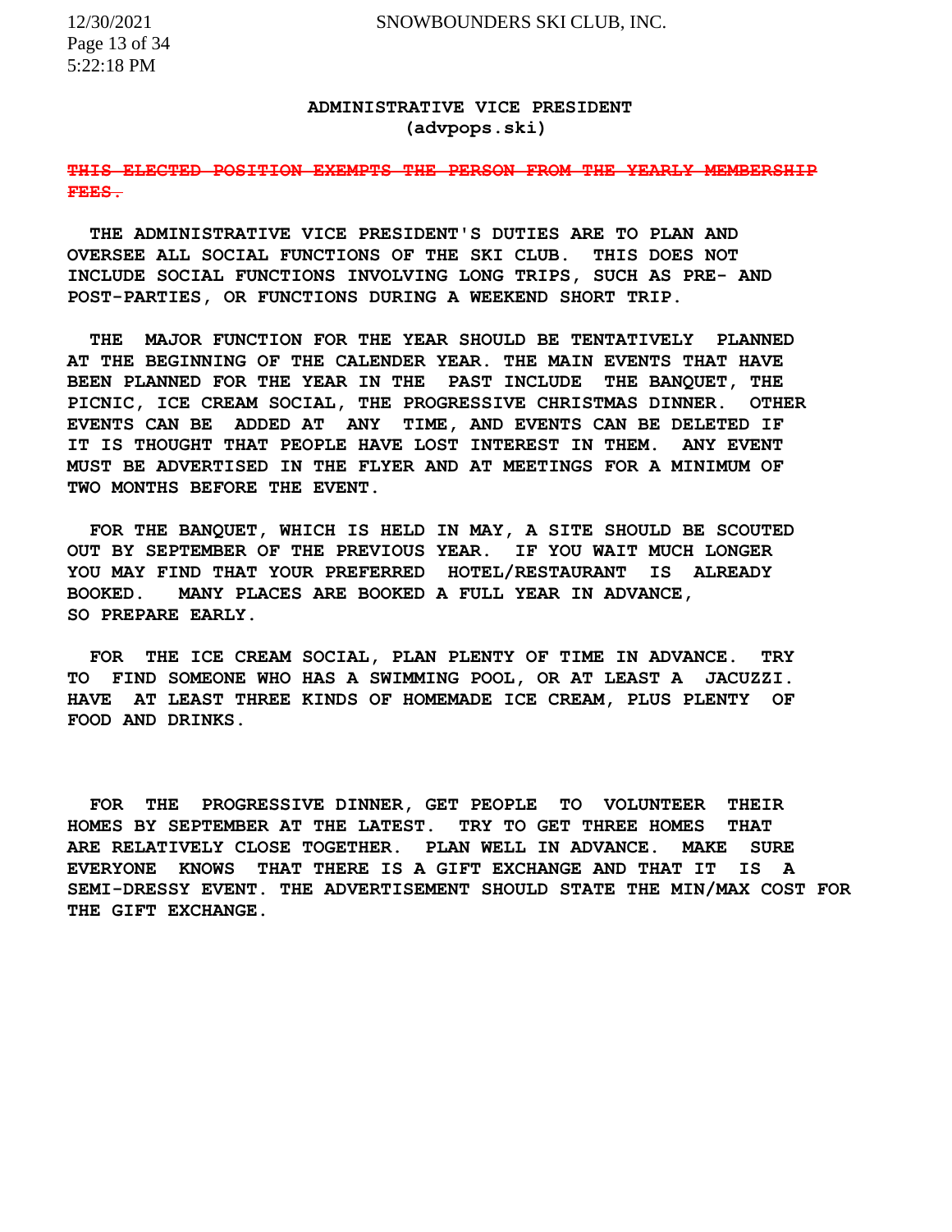## ADMINISTRATIVE VICE PRESIDENT
## (advpops.ski)

~~**THIS ELECTED POSITION EXEMPTS THE PERSON FROM THE YEARLY MEMBERSHIP FEES.**~~

**THE ADMINISTRATIVE VICE PRESIDENT'S DUTIES ARE TO PLAN AND OVERSEE ALL SOCIAL FUNCTIONS OF THE SKI CLUB. THIS DOES NOT INCLUDE SOCIAL FUNCTIONS INVOLVING LONG TRIPS, SUCH AS PRE- AND POST-PARTIES, OR FUNCTIONS DURING A WEEKEND SHORT TRIP.**

**THE MAJOR FUNCTION FOR THE YEAR SHOULD BE TENTATIVELY PLANNED AT THE BEGINNING OF THE CALENDER YEAR. THE MAIN EVENTS THAT HAVE BEEN PLANNED FOR THE YEAR IN THE PAST INCLUDE THE BANQUET, THE PICNIC, ICE CREAM SOCIAL, THE PROGRESSIVE CHRISTMAS DINNER. OTHER EVENTS CAN BE ADDED AT ANY TIME, AND EVENTS CAN BE DELETED IF IT IS THOUGHT THAT PEOPLE HAVE LOST INTEREST IN THEM. ANY EVENT MUST BE ADVERTISED IN THE FLYER AND AT MEETINGS FOR A MINIMUM OF TWO MONTHS BEFORE THE EVENT.**

**FOR THE BANQUET, WHICH IS HELD IN MAY, A SITE SHOULD BE SCOUTED OUT BY SEPTEMBER OF THE PREVIOUS YEAR. IF YOU WAIT MUCH LONGER YOU MAY FIND THAT YOUR PREFERRED HOTEL/RESTAURANT IS ALREADY BOOKED. MANY PLACES ARE BOOKED A FULL YEAR IN ADVANCE, SO PREPARE EARLY.**

**FOR THE ICE CREAM SOCIAL, PLAN PLENTY OF TIME IN ADVANCE. TRY TO FIND SOMEONE WHO HAS A SWIMMING POOL, OR AT LEAST A JACUZZI. HAVE AT LEAST THREE KINDS OF HOMEMADE ICE CREAM, PLUS PLENTY OF FOOD AND DRINKS.**

**FOR THE PROGRESSIVE DINNER, GET PEOPLE TO VOLUNTEER THEIR HOMES BY SEPTEMBER AT THE LATEST. TRY TO GET THREE HOMES THAT ARE RELATIVELY CLOSE TOGETHER. PLAN WELL IN ADVANCE. MAKE SURE EVERYONE KNOWS THAT THERE IS A GIFT EXCHANGE AND THAT IT IS A SEMI-DRESSY EVENT. THE ADVERTISEMENT SHOULD STATE THE MIN/MAX COST FOR THE GIFT EXCHANGE.**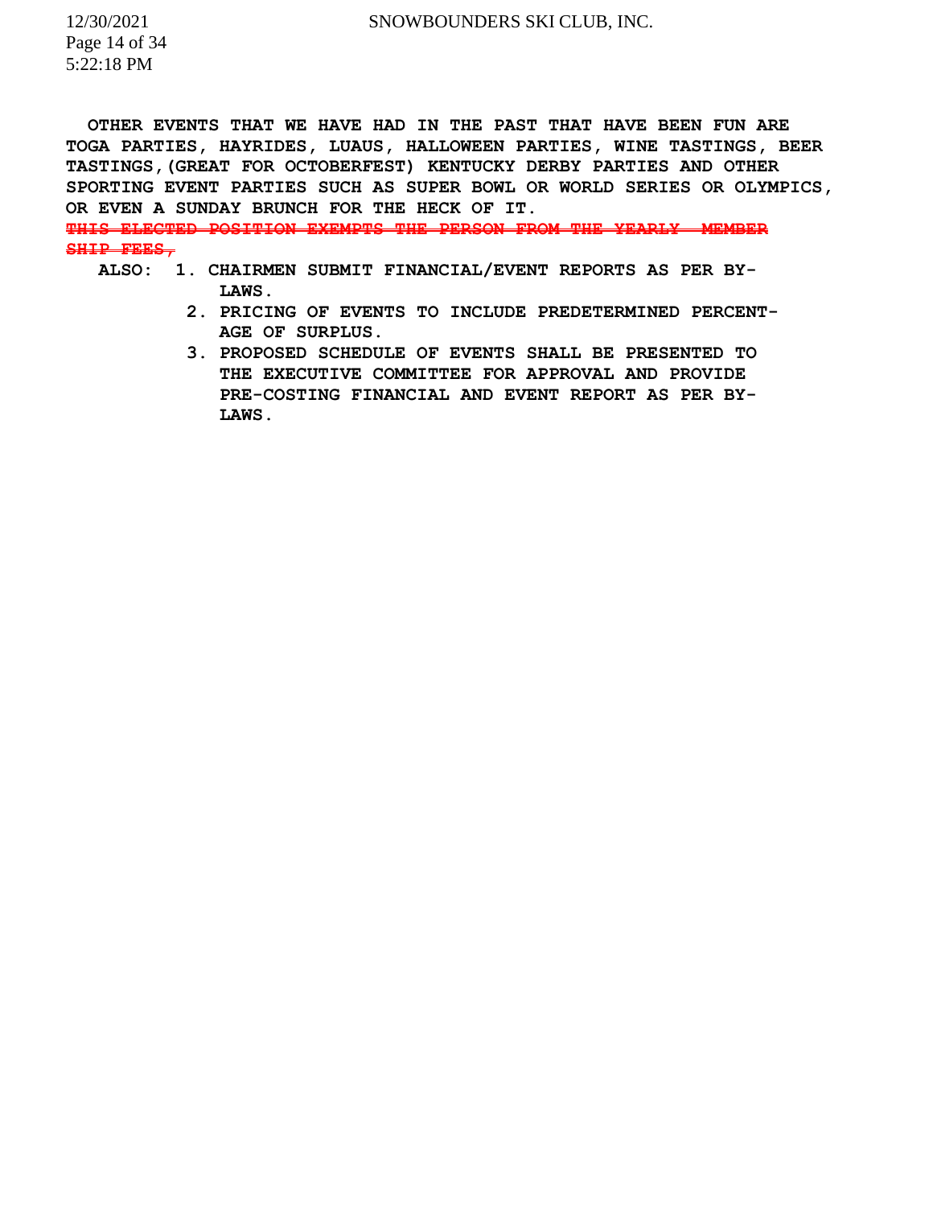OTHER EVENTS THAT WE HAVE HAD IN THE PAST THAT HAVE BEEN FUN ARE TOGA PARTIES, HAYRIDES, LUAUS, HALLOWEEN PARTIES, WINE TASTINGS, BEER TASTINGS,(GREAT FOR OCTOBERFEST) KENTUCKY DERBY PARTIES AND OTHER SPORTING EVENT PARTIES SUCH AS SUPER BOWL OR WORLD SERIES OR OLYMPICS, OR EVEN A SUNDAY BRUNCH FOR THE HECK OF IT.

~~THIS ELECTED POSITION EXEMPTS THE PERSON FROM THE YEARLY MEMBER SHIP FEES,~~

ALSO:

1. CHAIRMEN SUBMIT FINANCIAL/EVENT REPORTS AS PER BY-LAWS.
2. PRICING OF EVENTS TO INCLUDE PREDETERMINED PERCENT-AGE OF SURPLUS.
3. PROPOSED SCHEDULE OF EVENTS SHALL BE PRESENTED TO THE EXECUTIVE COMMITTEE FOR APPROVAL AND PROVIDE PRE-COSTING FINANCIAL AND EVENT REPORT AS PER BY-LAWS.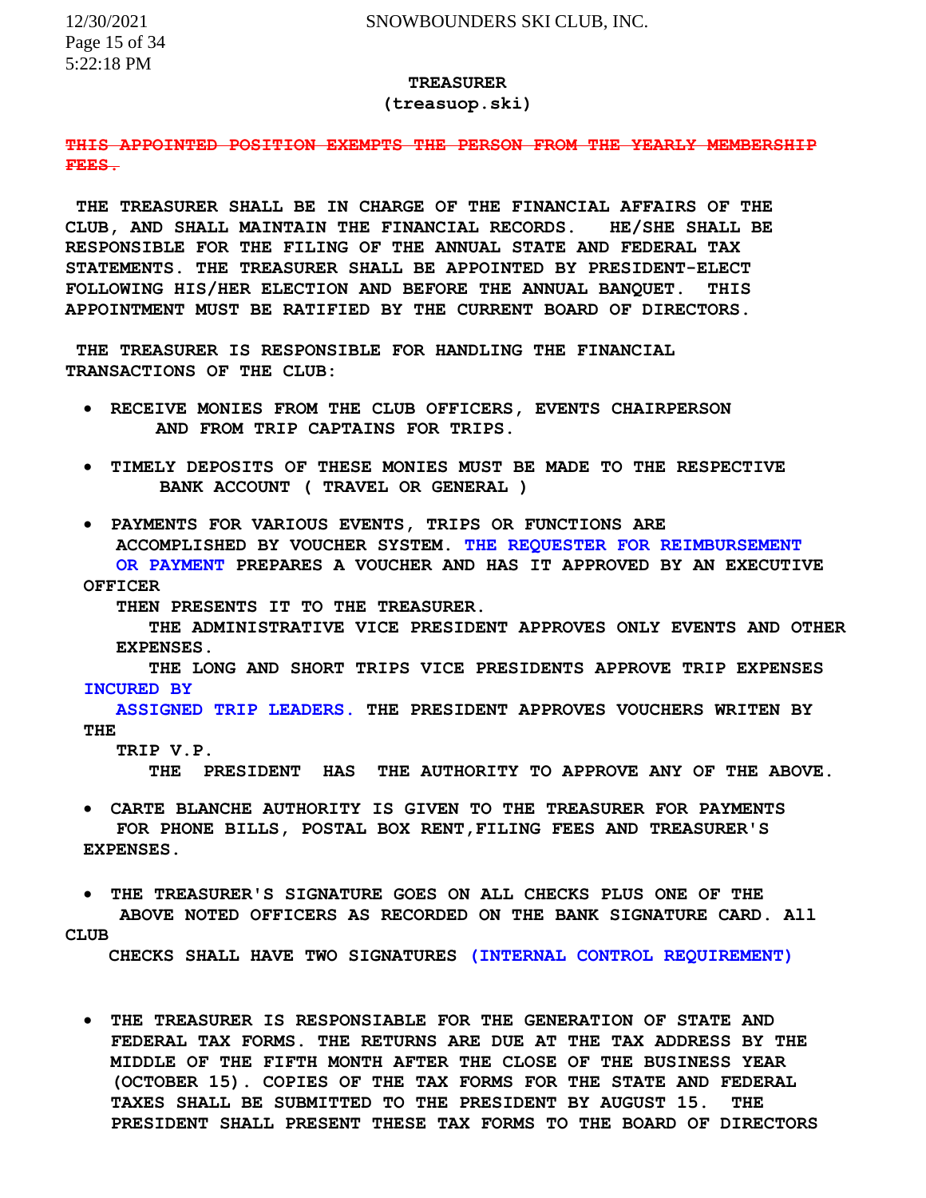## TREASURER
### (treasuop.ski)

~~THIS APPOINTED POSITION EXEMPTS THE PERSON FROM THE YEARLY MEMBERSHIP FEES.~~

**THE TREASURER SHALL BE IN CHARGE OF THE FINANCIAL AFFAIRS OF THE CLUB, AND SHALL MAINTAIN THE FINANCIAL RECORDS. HE/SHE SHALL BE RESPONSIBLE FOR THE FILING OF THE ANNUAL STATE AND FEDERAL TAX STATEMENTS. THE TREASURER SHALL BE APPOINTED BY PRESIDENT-ELECT FOLLOWING HIS/HER ELECTION AND BEFORE THE ANNUAL BANQUET. THIS APPOINTMENT MUST BE RATIFIED BY THE CURRENT BOARD OF DIRECTORS.**

**THE TREASURER IS RESPONSIBLE FOR HANDLING THE FINANCIAL TRANSACTIONS OF THE CLUB:**

- **RECEIVE MONIES FROM THE CLUB OFFICERS, EVENTS CHAIRPERSON AND FROM TRIP CAPTAINS FOR TRIPS.**

- **TIMELY DEPOSITS OF THESE MONIES MUST BE MADE TO THE RESPECTIVE BANK ACCOUNT ( TRAVEL OR GENERAL )**

- **PAYMENTS FOR VARIOUS EVENTS, TRIPS OR FUNCTIONS ARE ACCOMPLISHED BY VOUCHER SYSTEM. THE REQUESTER FOR REIMBURSEMENT OR PAYMENT PREPARES A VOUCHER AND HAS IT APPROVED BY AN EXECUTIVE OFFICER THEN PRESENTS IT TO THE TREASURER.**
  **THE ADMINISTRATIVE VICE PRESIDENT APPROVES ONLY EVENTS AND OTHER EXPENSES.**
  **THE LONG AND SHORT TRIPS VICE PRESIDENTS APPROVE TRIP EXPENSES INCURED BY ASSIGNED TRIP LEADERS. THE PRESIDENT APPROVES VOUCHERS WRITEN BY THE TRIP V.P.**
  **THE PRESIDENT HAS THE AUTHORITY TO APPROVE ANY OF THE ABOVE.**

- **CARTE BLANCHE AUTHORITY IS GIVEN TO THE TREASURER FOR PAYMENTS FOR PHONE BILLS, POSTAL BOX RENT,FILING FEES AND TREASURER'S EXPENSES.**

- **THE TREASURER'S SIGNATURE GOES ON ALL CHECKS PLUS ONE OF THE ABOVE NOTED OFFICERS AS RECORDED ON THE BANK SIGNATURE CARD. All CLUB CHECKS SHALL HAVE TWO SIGNATURES (INTERNAL CONTROL REQUIREMENT)**

- **THE TREASURER IS RESPONSIABLE FOR THE GENERATION OF STATE AND FEDERAL TAX FORMS. THE RETURNS ARE DUE AT THE TAX ADDRESS BY THE MIDDLE OF THE FIFTH MONTH AFTER THE CLOSE OF THE BUSINESS YEAR (OCTOBER 15). COPIES OF THE TAX FORMS FOR THE STATE AND FEDERAL TAXES SHALL BE SUBMITTED TO THE PRESIDENT BY AUGUST 15. THE PRESIDENT SHALL PRESENT THESE TAX FORMS TO THE BOARD OF DIRECTORS**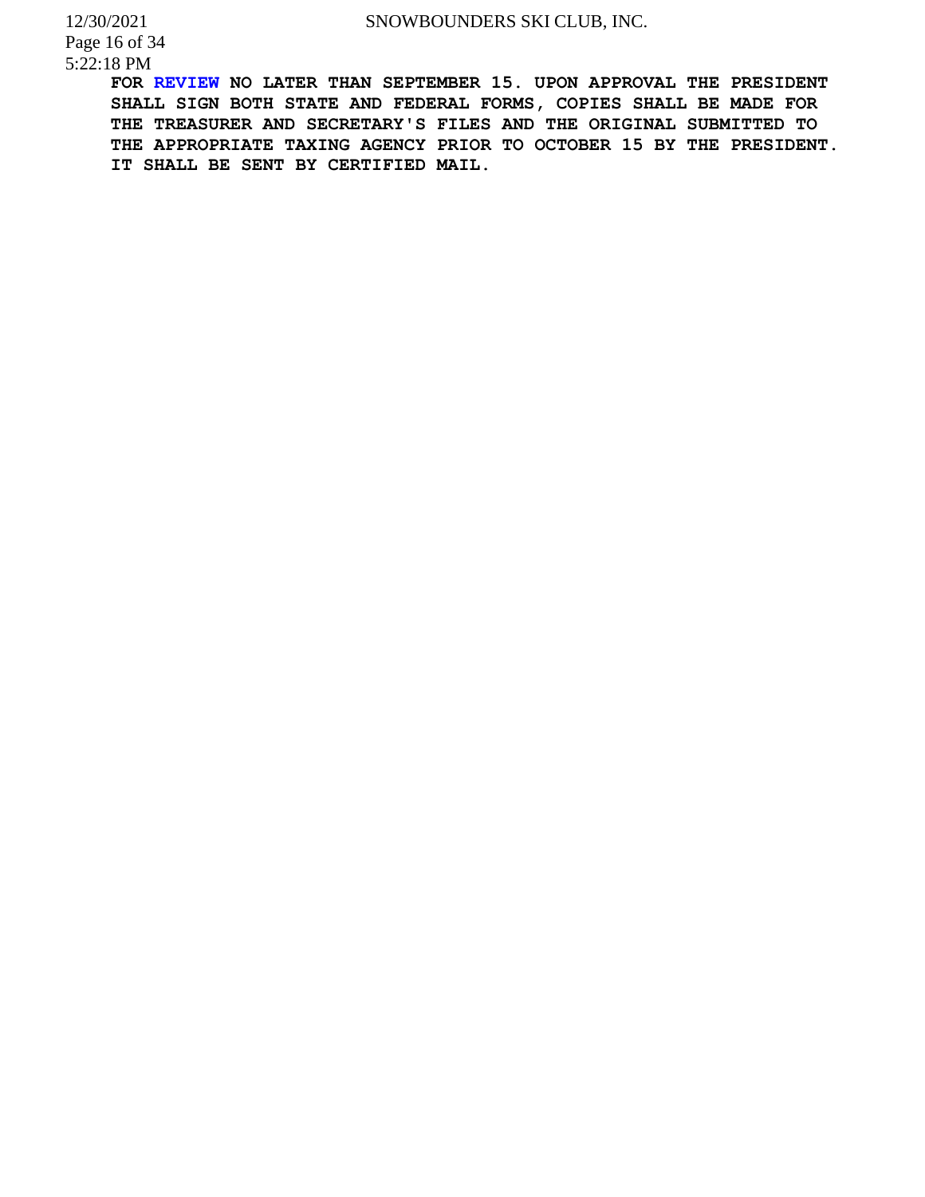**FOR REVIEW NO LATER THAN SEPTEMBER 15. UPON APPROVAL THE PRESIDENT SHALL SIGN BOTH STATE AND FEDERAL FORMS, COPIES SHALL BE MADE FOR THE TREASURER AND SECRETARY'S FILES AND THE ORIGINAL SUBMITTED TO THE APPROPRIATE TAXING AGENCY PRIOR TO OCTOBER 15 BY THE PRESIDENT. IT SHALL BE SENT BY CERTIFIED MAIL.**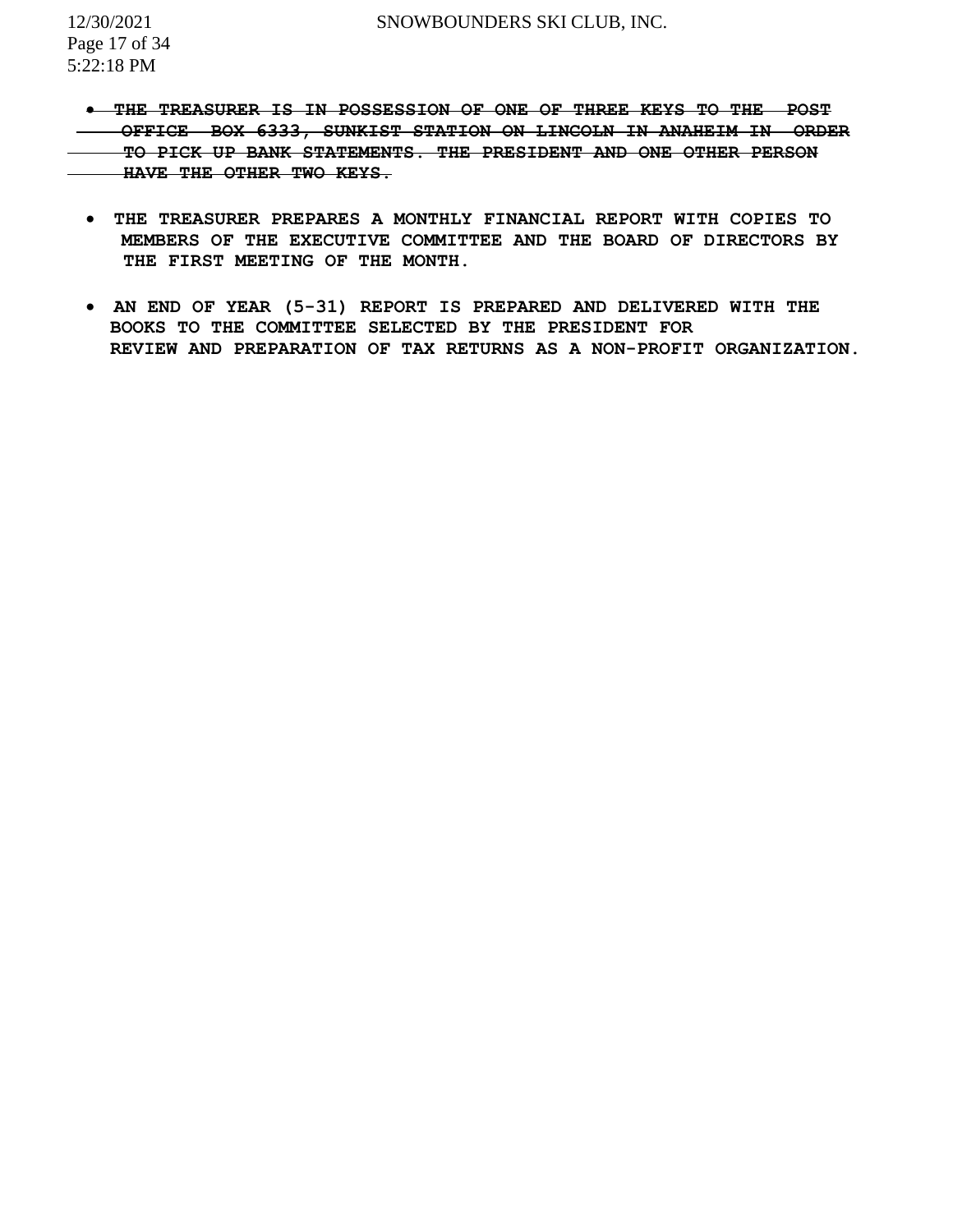- ~~THE TREASURER IS IN POSSESSION OF ONE OF THREE KEYS TO THE POST OFFICE BOX 6333, SUNKIST STATION ON LINCOLN IN ANAHEIM IN ORDER TO PICK UP BANK STATEMENTS. THE PRESIDENT AND ONE OTHER PERSON HAVE THE OTHER TWO KEYS.~~

- **THE TREASURER PREPARES A MONTHLY FINANCIAL REPORT WITH COPIES TO MEMBERS OF THE EXECUTIVE COMMITTEE AND THE BOARD OF DIRECTORS BY THE FIRST MEETING OF THE MONTH.**

- **AN END OF YEAR (5-31) REPORT IS PREPARED AND DELIVERED WITH THE BOOKS TO THE COMMITTEE SELECTED BY THE PRESIDENT FOR REVIEW AND PREPARATION OF TAX RETURNS AS A NON-PROFIT ORGANIZATION.**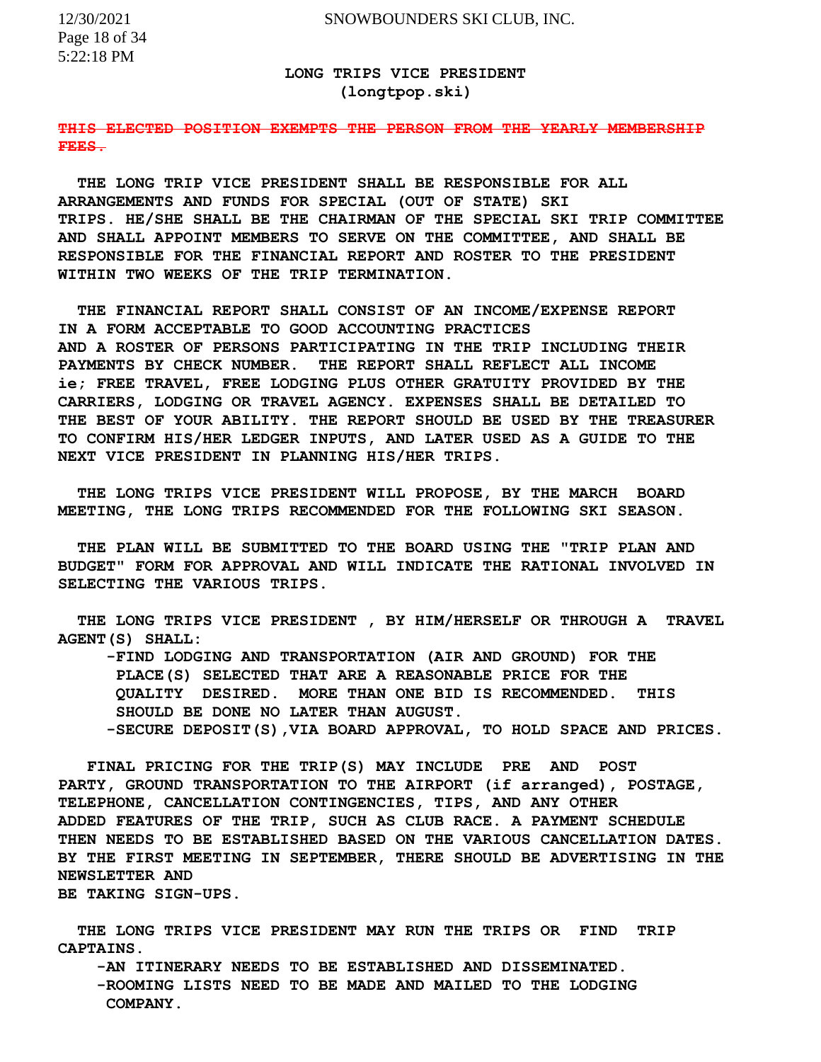## LONG TRIPS VICE PRESIDENT
**(longtpop.ski)**

~~**THIS ELECTED POSITION EXEMPTS THE PERSON FROM THE YEARLY MEMBERSHIP FEES.**~~

**THE LONG TRIP VICE PRESIDENT SHALL BE RESPONSIBLE FOR ALL ARRANGEMENTS AND FUNDS FOR SPECIAL (OUT OF STATE) SKI TRIPS. HE/SHE SHALL BE THE CHAIRMAN OF THE SPECIAL SKI TRIP COMMITTEE AND SHALL APPOINT MEMBERS TO SERVE ON THE COMMITTEE, AND SHALL BE RESPONSIBLE FOR THE FINANCIAL REPORT AND ROSTER TO THE PRESIDENT WITHIN TWO WEEKS OF THE TRIP TERMINATION.**

**THE FINANCIAL REPORT SHALL CONSIST OF AN INCOME/EXPENSE REPORT IN A FORM ACCEPTABLE TO GOOD ACCOUNTING PRACTICES AND A ROSTER OF PERSONS PARTICIPATING IN THE TRIP INCLUDING THEIR PAYMENTS BY CHECK NUMBER. THE REPORT SHALL REFLECT ALL INCOME ie; FREE TRAVEL, FREE LODGING PLUS OTHER GRATUITY PROVIDED BY THE CARRIERS, LODGING OR TRAVEL AGENCY. EXPENSES SHALL BE DETAILED TO THE BEST OF YOUR ABILITY. THE REPORT SHOULD BE USED BY THE TREASURER TO CONFIRM HIS/HER LEDGER INPUTS, AND LATER USED AS A GUIDE TO THE NEXT VICE PRESIDENT IN PLANNING HIS/HER TRIPS.**

**THE LONG TRIPS VICE PRESIDENT WILL PROPOSE, BY THE MARCH BOARD MEETING, THE LONG TRIPS RECOMMENDED FOR THE FOLLOWING SKI SEASON.**

**THE PLAN WILL BE SUBMITTED TO THE BOARD USING THE "TRIP PLAN AND BUDGET" FORM FOR APPROVAL AND WILL INDICATE THE RATIONAL INVOLVED IN SELECTING THE VARIOUS TRIPS.**

**THE LONG TRIPS VICE PRESIDENT , BY HIM/HERSELF OR THROUGH A TRAVEL AGENT(S) SHALL:**

- **FIND LODGING AND TRANSPORTATION (AIR AND GROUND) FOR THE PLACE(S) SELECTED THAT ARE A REASONABLE PRICE FOR THE QUALITY DESIRED. MORE THAN ONE BID IS RECOMMENDED. THIS SHOULD BE DONE NO LATER THAN AUGUST.**
- **SECURE DEPOSIT(S),VIA BOARD APPROVAL, TO HOLD SPACE AND PRICES.**

**FINAL PRICING FOR THE TRIP(S) MAY INCLUDE PRE AND POST PARTY, GROUND TRANSPORTATION TO THE AIRPORT (if arranged), POSTAGE, TELEPHONE, CANCELLATION CONTINGENCIES, TIPS, AND ANY OTHER ADDED FEATURES OF THE TRIP, SUCH AS CLUB RACE. A PAYMENT SCHEDULE THEN NEEDS TO BE ESTABLISHED BASED ON THE VARIOUS CANCELLATION DATES. BY THE FIRST MEETING IN SEPTEMBER, THERE SHOULD BE ADVERTISING IN THE NEWSLETTER AND BE TAKING SIGN-UPS.**

**THE LONG TRIPS VICE PRESIDENT MAY RUN THE TRIPS OR FIND TRIP CAPTAINS.**

- **AN ITINERARY NEEDS TO BE ESTABLISHED AND DISSEMINATED.**
- **ROOMING LISTS NEED TO BE MADE AND MAILED TO THE LODGING COMPANY.**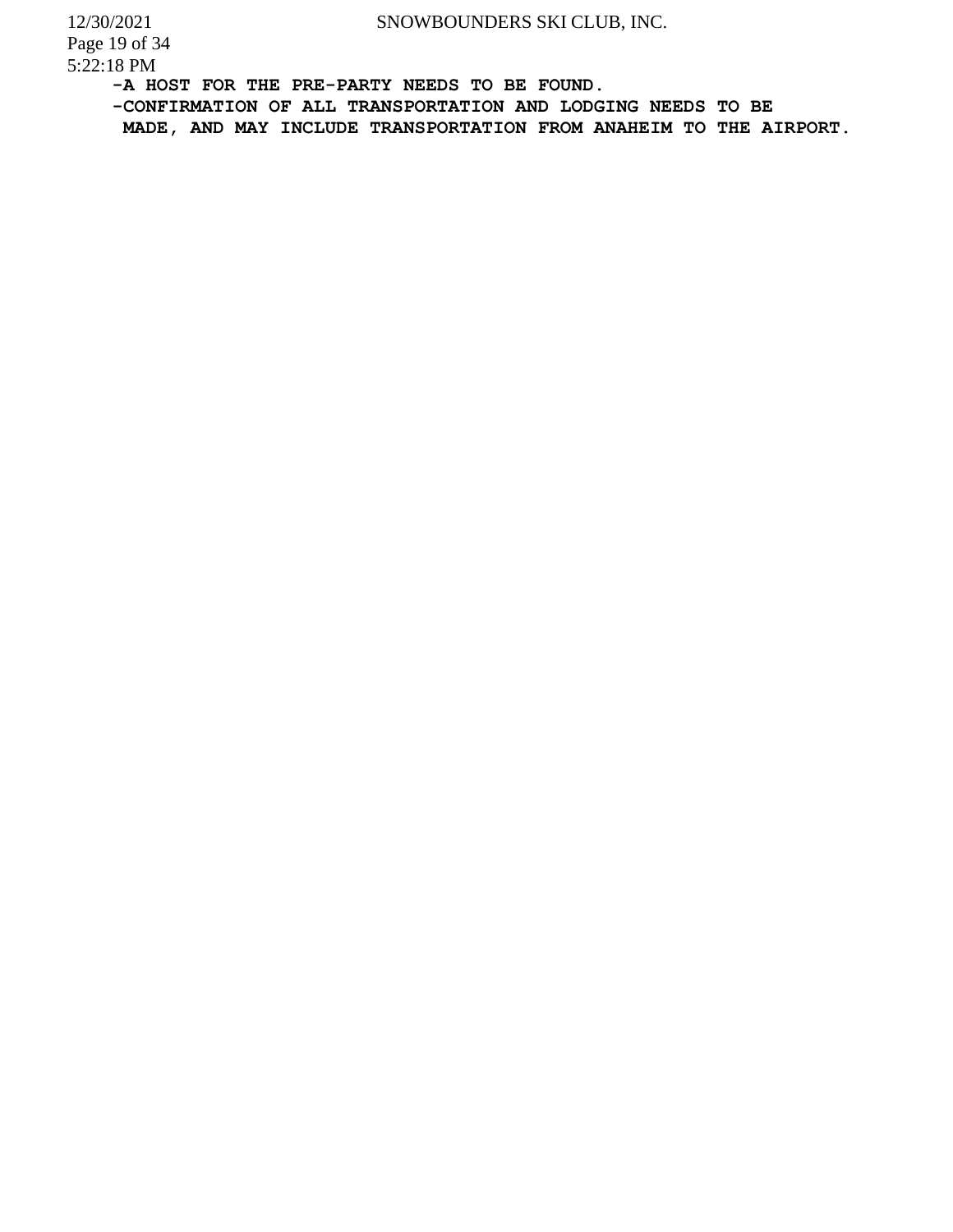-A HOST FOR THE PRE-PARTY NEEDS TO BE FOUND.

-CONFIRMATION OF ALL TRANSPORTATION AND LODGING NEEDS TO BE MADE, AND MAY INCLUDE TRANSPORTATION FROM ANAHEIM TO THE AIRPORT.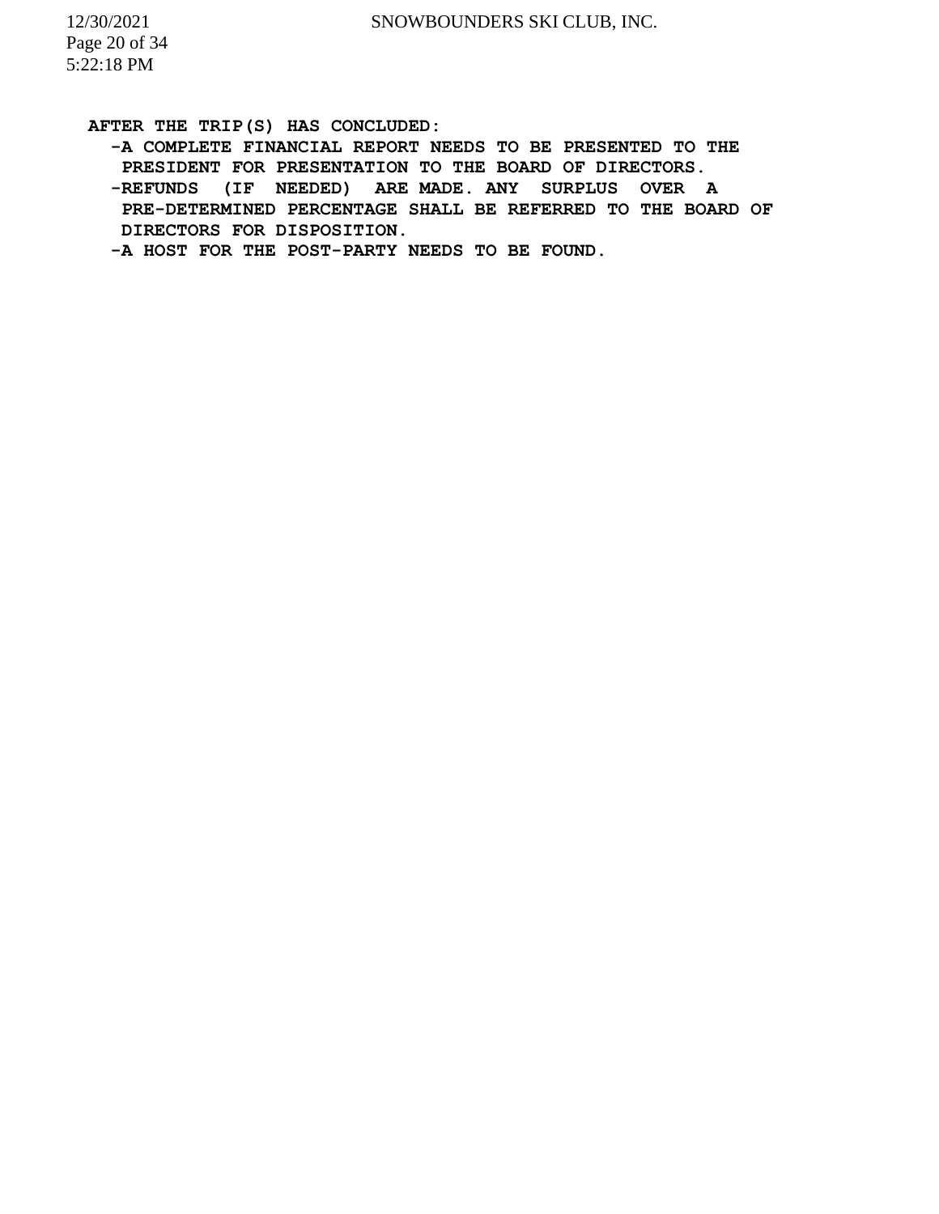**AFTER THE TRIP(S) HAS CONCLUDED:**

- **A COMPLETE FINANCIAL REPORT NEEDS TO BE PRESENTED TO THE PRESIDENT FOR PRESENTATION TO THE BOARD OF DIRECTORS.**
- **REFUNDS (IF NEEDED) ARE MADE. ANY SURPLUS OVER A PRE-DETERMINED PERCENTAGE SHALL BE REFERRED TO THE BOARD OF DIRECTORS FOR DISPOSITION.**
- **A HOST FOR THE POST-PARTY NEEDS TO BE FOUND.**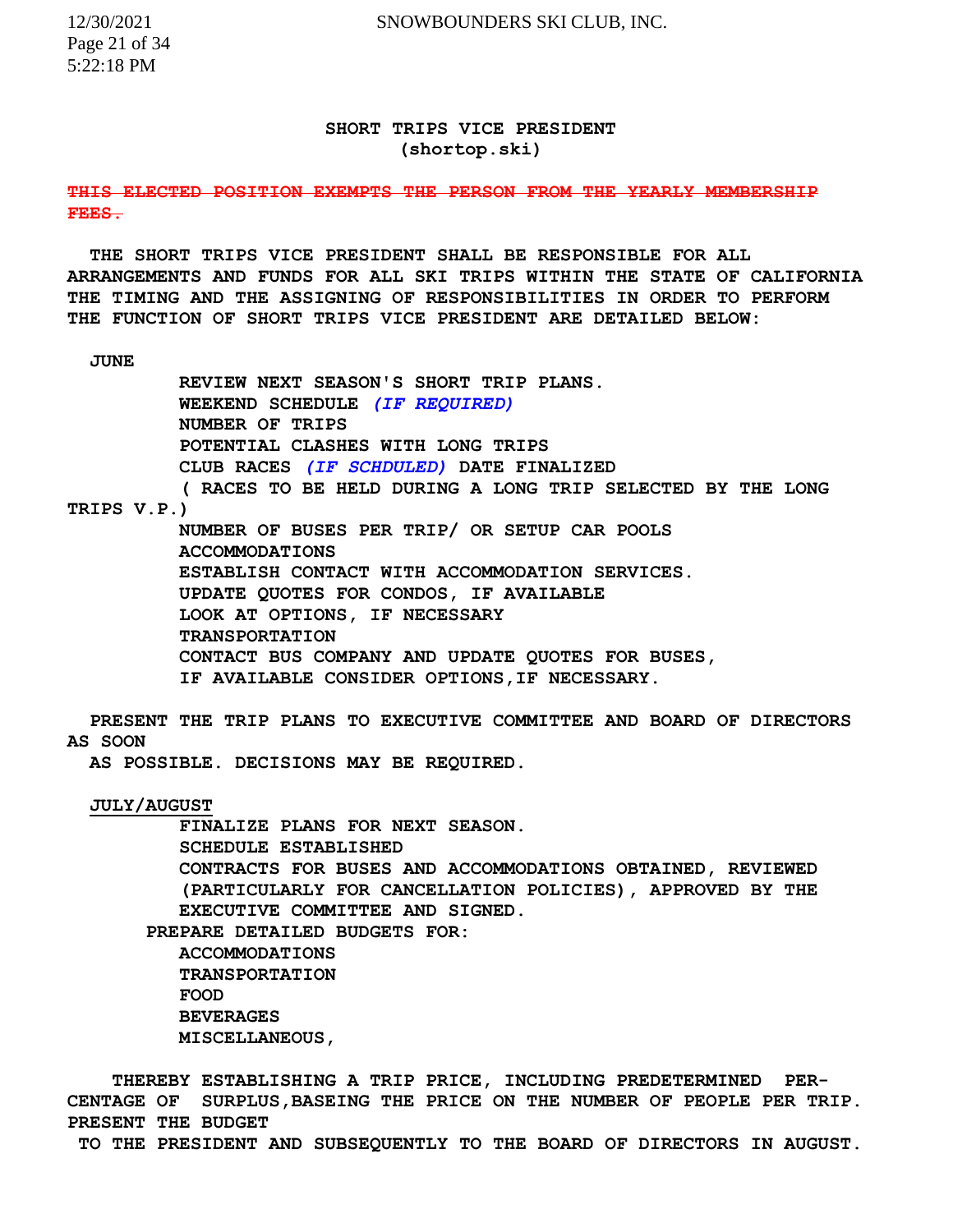## SHORT TRIPS VICE PRESIDENT
**(shortop.ski)**

~~**THIS ELECTED POSITION EXEMPTS THE PERSON FROM THE YEARLY MEMBERSHIP FEES.**~~

**THE SHORT TRIPS VICE PRESIDENT SHALL BE RESPONSIBLE FOR ALL ARRANGEMENTS AND FUNDS FOR ALL SKI TRIPS WITHIN THE STATE OF CALIFORNIA THE TIMING AND THE ASSIGNING OF RESPONSIBILITIES IN ORDER TO PERFORM THE FUNCTION OF SHORT TRIPS VICE PRESIDENT ARE DETAILED BELOW:**

**JUNE**

- **REVIEW NEXT SEASON'S SHORT TRIP PLANS.**
- **WEEKEND SCHEDULE *(IF REQUIRED)***
- **NUMBER OF TRIPS**
- **POTENTIAL CLASHES WITH LONG TRIPS**
- **CLUB RACES *(IF SCHDULED)* DATE FINALIZED**
- **( RACES TO BE HELD DURING A LONG TRIP SELECTED BY THE LONG TRIPS V.P.)**
- **NUMBER OF BUSES PER TRIP/ OR SETUP CAR POOLS**
- **ACCOMMODATIONS**
- **ESTABLISH CONTACT WITH ACCOMMODATION SERVICES.**
- **UPDATE QUOTES FOR CONDOS, IF AVAILABLE**
- **LOOK AT OPTIONS, IF NECESSARY**
- **TRANSPORTATION**
- **CONTACT BUS COMPANY AND UPDATE QUOTES FOR BUSES, IF AVAILABLE CONSIDER OPTIONS,IF NECESSARY.**

**PRESENT THE TRIP PLANS TO EXECUTIVE COMMITTEE AND BOARD OF DIRECTORS AS SOON AS POSSIBLE. DECISIONS MAY BE REQUIRED.**

<u>**JULY/AUGUST**</u>

- **FINALIZE PLANS FOR NEXT SEASON.**
- **SCHEDULE ESTABLISHED**
- **CONTRACTS FOR BUSES AND ACCOMMODATIONS OBTAINED, REVIEWED (PARTICULARLY FOR CANCELLATION POLICIES), APPROVED BY THE EXECUTIVE COMMITTEE AND SIGNED.**

**PREPARE DETAILED BUDGETS FOR:**

- **ACCOMMODATIONS**
- **TRANSPORTATION**
- **FOOD**
- **BEVERAGES**
- **MISCELLANEOUS,**

**THEREBY ESTABLISHING A TRIP PRICE, INCLUDING PREDETERMINED PER-CENTAGE OF SURPLUS,BASEING THE PRICE ON THE NUMBER OF PEOPLE PER TRIP. PRESENT THE BUDGET TO THE PRESIDENT AND SUBSEQUENTLY TO THE BOARD OF DIRECTORS IN AUGUST.**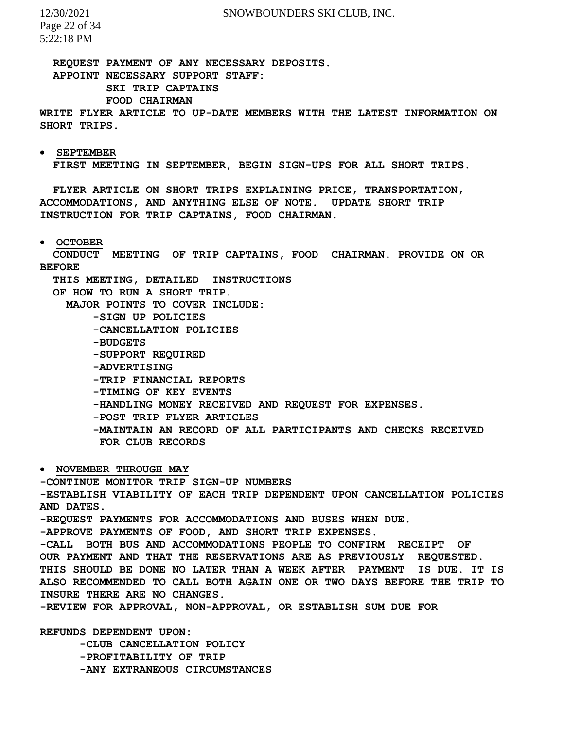**REQUEST PAYMENT OF ANY NECESSARY DEPOSITS.**
**APPOINT NECESSARY SUPPORT STAFF:**
**SKI TRIP CAPTAINS**
**FOOD CHAIRMAN**

**WRITE FLYER ARTICLE TO UP-DATE MEMBERS WITH THE LATEST INFORMATION ON SHORT TRIPS.**

- **SEPTEMBER**

**FIRST MEETING IN SEPTEMBER, BEGIN SIGN-UPS FOR ALL SHORT TRIPS.**

**FLYER ARTICLE ON SHORT TRIPS EXPLAINING PRICE, TRANSPORTATION, ACCOMMODATIONS, AND ANYTHING ELSE OF NOTE. UPDATE SHORT TRIP INSTRUCTION FOR TRIP CAPTAINS, FOOD CHAIRMAN.**

- **OCTOBER**

**CONDUCT MEETING OF TRIP CAPTAINS, FOOD CHAIRMAN. PROVIDE ON OR BEFORE THIS MEETING, DETAILED INSTRUCTIONS OF HOW TO RUN A SHORT TRIP.**

**MAJOR POINTS TO COVER INCLUDE:**

**-SIGN UP POLICIES**
**-CANCELLATION POLICIES**
**-BUDGETS**
**-SUPPORT REQUIRED**
**-ADVERTISING**
**-TRIP FINANCIAL REPORTS**
**-TIMING OF KEY EVENTS**
**-HANDLING MONEY RECEIVED AND REQUEST FOR EXPENSES.**
**-POST TRIP FLYER ARTICLES**
**-MAINTAIN AN RECORD OF ALL PARTICIPANTS AND CHECKS RECEIVED FOR CLUB RECORDS**

- **NOVEMBER THROUGH MAY**

**-CONTINUE MONITOR TRIP SIGN-UP NUMBERS**
**-ESTABLISH VIABILITY OF EACH TRIP DEPENDENT UPON CANCELLATION POLICIES AND DATES.**
**-REQUEST PAYMENTS FOR ACCOMMODATIONS AND BUSES WHEN DUE.**
**-APPROVE PAYMENTS OF FOOD, AND SHORT TRIP EXPENSES.**
**-CALL BOTH BUS AND ACCOMMODATIONS PEOPLE TO CONFIRM RECEIPT OF OUR PAYMENT AND THAT THE RESERVATIONS ARE AS PREVIOUSLY REQUESTED. THIS SHOULD BE DONE NO LATER THAN A WEEK AFTER PAYMENT IS DUE. IT IS ALSO RECOMMENDED TO CALL BOTH AGAIN ONE OR TWO DAYS BEFORE THE TRIP TO INSURE THERE ARE NO CHANGES.**
**-REVIEW FOR APPROVAL, NON-APPROVAL, OR ESTABLISH SUM DUE FOR**

**REFUNDS DEPENDENT UPON:**

**-CLUB CANCELLATION POLICY**
**-PROFITABILITY OF TRIP**
**-ANY EXTRANEOUS CIRCUMSTANCES**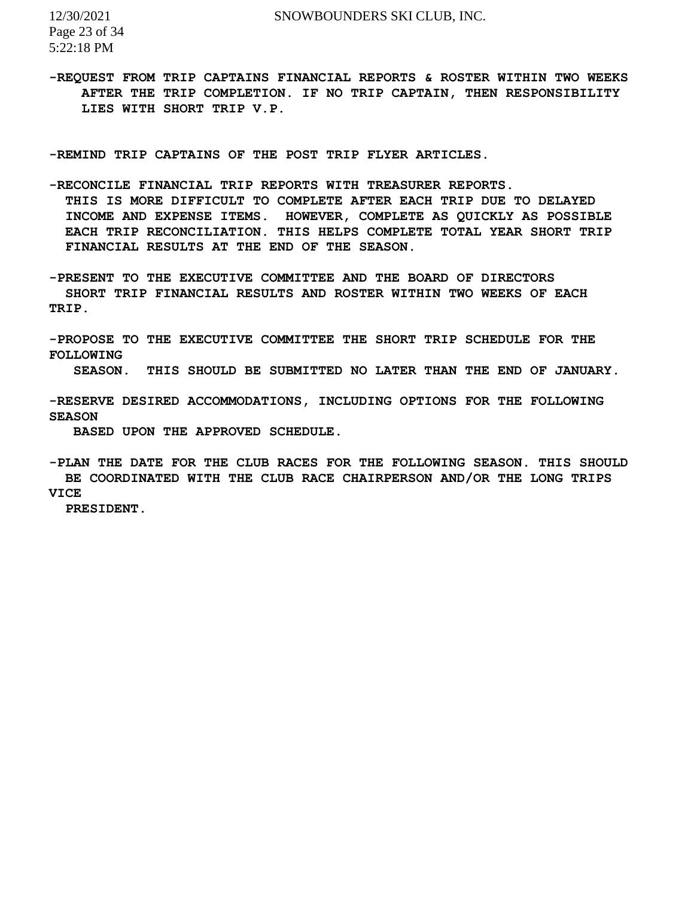**-REQUEST FROM TRIP CAPTAINS FINANCIAL REPORTS & ROSTER WITHIN TWO WEEKS AFTER THE TRIP COMPLETION. IF NO TRIP CAPTAIN, THEN RESPONSIBILITY LIES WITH SHORT TRIP V.P.**

**-REMIND TRIP CAPTAINS OF THE POST TRIP FLYER ARTICLES.**

**-RECONCILE FINANCIAL TRIP REPORTS WITH TREASURER REPORTS. THIS IS MORE DIFFICULT TO COMPLETE AFTER EACH TRIP DUE TO DELAYED INCOME AND EXPENSE ITEMS. HOWEVER, COMPLETE AS QUICKLY AS POSSIBLE EACH TRIP RECONCILIATION. THIS HELPS COMPLETE TOTAL YEAR SHORT TRIP FINANCIAL RESULTS AT THE END OF THE SEASON.**

**-PRESENT TO THE EXECUTIVE COMMITTEE AND THE BOARD OF DIRECTORS SHORT TRIP FINANCIAL RESULTS AND ROSTER WITHIN TWO WEEKS OF EACH TRIP.**

**-PROPOSE TO THE EXECUTIVE COMMITTEE THE SHORT TRIP SCHEDULE FOR THE FOLLOWING SEASON. THIS SHOULD BE SUBMITTED NO LATER THAN THE END OF JANUARY.**

**-RESERVE DESIRED ACCOMMODATIONS, INCLUDING OPTIONS FOR THE FOLLOWING SEASON BASED UPON THE APPROVED SCHEDULE.**

**-PLAN THE DATE FOR THE CLUB RACES FOR THE FOLLOWING SEASON. THIS SHOULD BE COORDINATED WITH THE CLUB RACE CHAIRPERSON AND/OR THE LONG TRIPS VICE PRESIDENT.**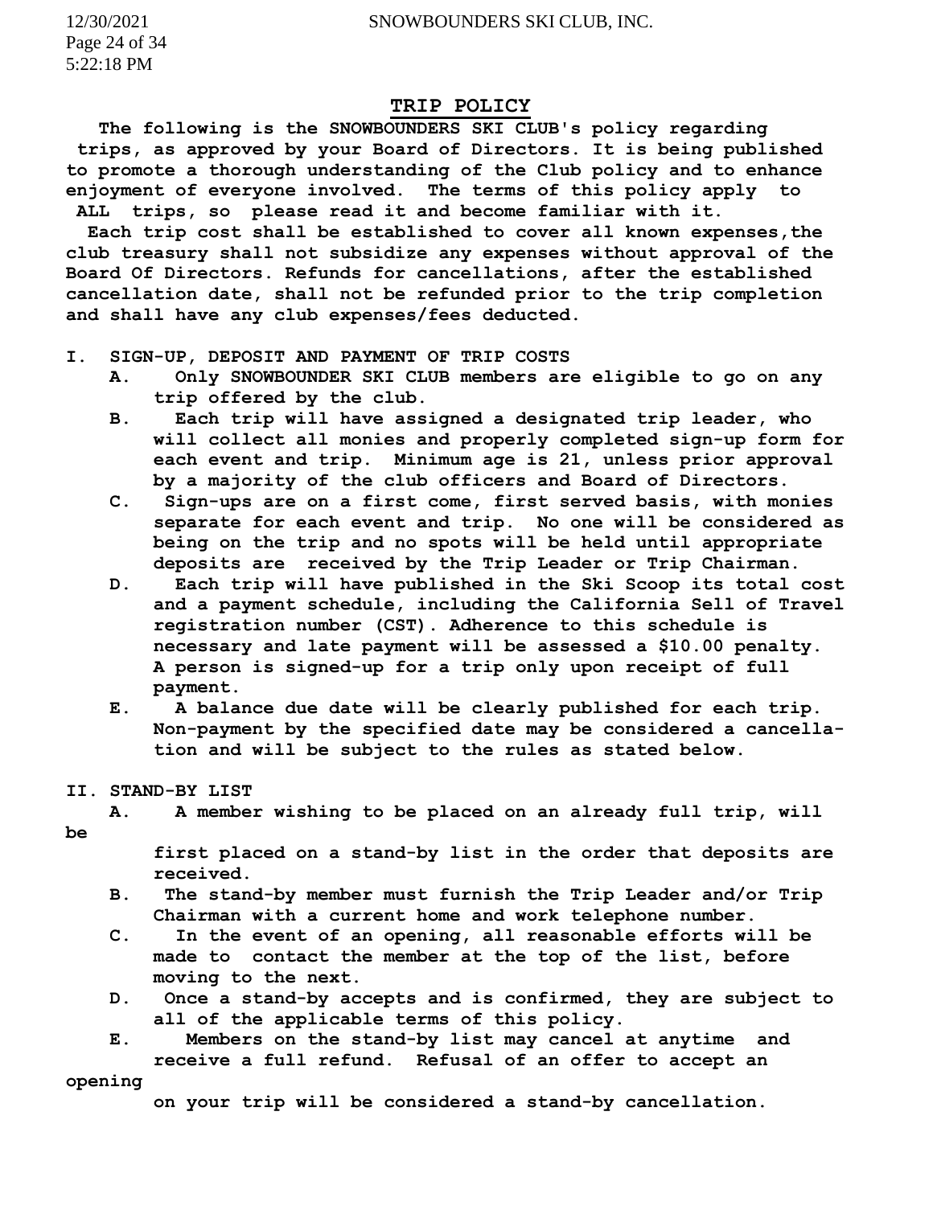## TRIP POLICY

**The following is the SNOWBOUNDERS SKI CLUB's policy regarding trips, as approved by your Board of Directors. It is being published to promote a thorough understanding of the Club policy and to enhance enjoyment of everyone involved. The terms of this policy apply to ALL trips, so please read it and become familiar with it.**

**Each trip cost shall be established to cover all known expenses, the club treasury shall not subsidize any expenses without approval of the Board Of Directors. Refunds for cancellations, after the established cancellation date, shall not be refunded prior to the trip completion and shall have any club expenses/fees deducted.**

**I. SIGN-UP, DEPOSIT AND PAYMENT OF TRIP COSTS**

- **A.** **Only SNOWBOUNDER SKI CLUB members are eligible to go on any trip offered by the club.**
- **B.** **Each trip will have assigned a designated trip leader, who will collect all monies and properly completed sign-up form for each event and trip. Minimum age is 21, unless prior approval by a majority of the club officers and Board of Directors.**
- **C.** **Sign-ups are on a first come, first served basis, with monies separate for each event and trip. No one will be considered as being on the trip and no spots will be held until appropriate deposits are received by the Trip Leader or Trip Chairman.**
- **D.** **Each trip will have published in the Ski Scoop its total cost and a payment schedule, including the California Sell of Travel registration number (CST). Adherence to this schedule is necessary and late payment will be assessed a $10.00 penalty. A person is signed-up for a trip only upon receipt of full payment.**
- **E.** **A balance due date will be clearly published for each trip. Non-payment by the specified date may be considered a cancellation and will be subject to the rules as stated below.**

**II. STAND-BY LIST**

- **A.** **A member wishing to be placed on an already full trip, will be first placed on a stand-by list in the order that deposits are received.**
- **B.** **The stand-by member must furnish the Trip Leader and/or Trip Chairman with a current home and work telephone number.**
- **C.** **In the event of an opening, all reasonable efforts will be made to contact the member at the top of the list, before moving to the next.**
- **D.** **Once a stand-by accepts and is confirmed, they are subject to all of the applicable terms of this policy.**
- **E.** **Members on the stand-by list may cancel at anytime and receive a full refund. Refusal of an offer to accept an opening on your trip will be considered a stand-by cancellation.**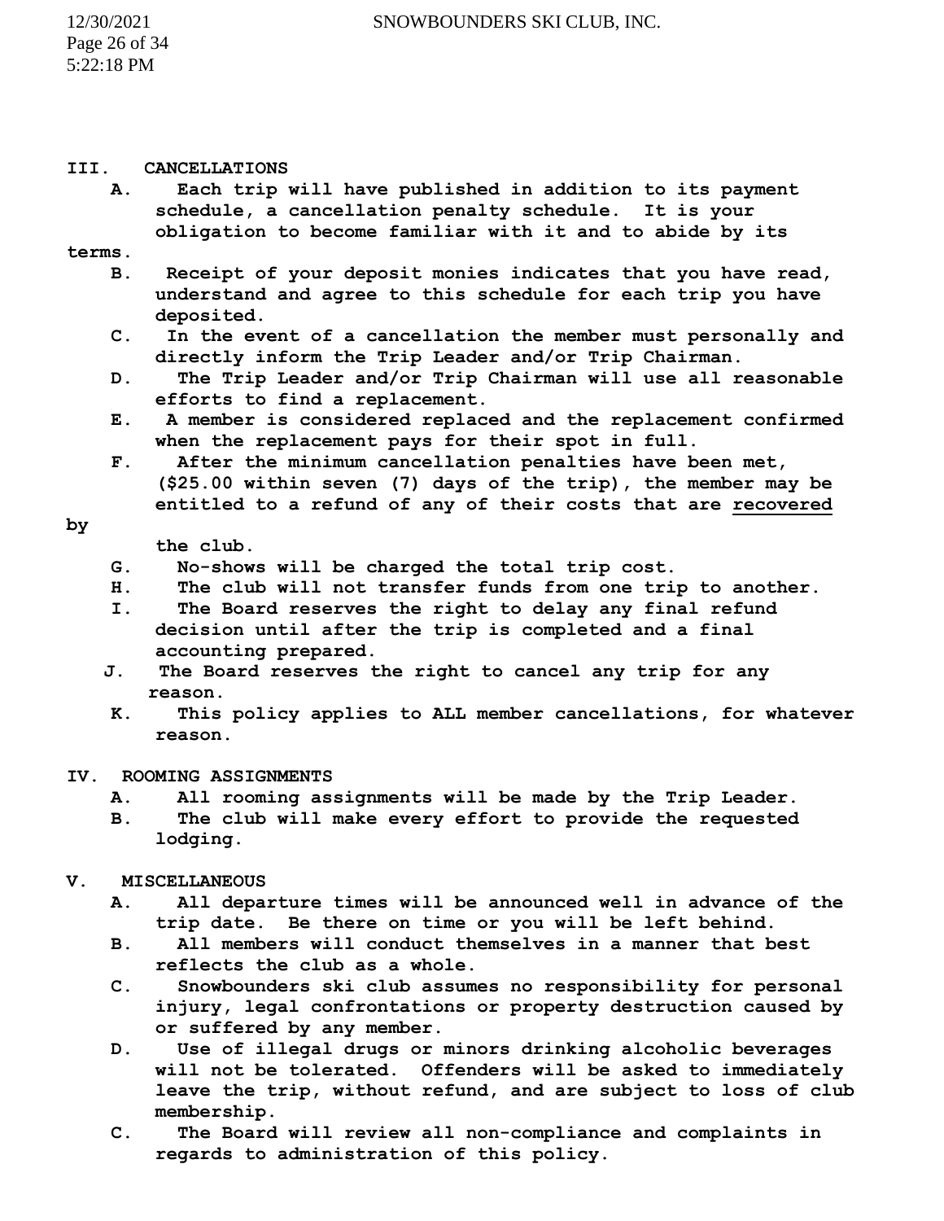## III. CANCELLATIONS

A. Each trip will have published in addition to its payment schedule, a cancellation penalty schedule. It is your obligation to become familiar with it and to abide by its terms.

B. Receipt of your deposit monies indicates that you have read, understand and agree to this schedule for each trip you have deposited.

C. In the event of a cancellation the member must personally and directly inform the Trip Leader and/or Trip Chairman.

D. The Trip Leader and/or Trip Chairman will use all reasonable efforts to find a replacement.

E. A member is considered replaced and the replacement confirmed when the replacement pays for their spot in full.

F. After the minimum cancellation penalties have been met, ($25.00 within seven (7) days of the trip), the member may be entitled to a refund of any of their costs that are <u>recovered</u> by the club.

G. No-shows will be charged the total trip cost.

H. The club will not transfer funds from one trip to another.

I. The Board reserves the right to delay any final refund decision until after the trip is completed and a final accounting prepared.

J. The Board reserves the right to cancel any trip for any reason.

K. This policy applies to ALL member cancellations, for whatever reason.

## IV. ROOMING ASSIGNMENTS

A. All rooming assignments will be made by the Trip Leader.

B. The club will make every effort to provide the requested lodging.

## V. MISCELLANEOUS

A. All departure times will be announced well in advance of the trip date. Be there on time or you will be left behind.

B. All members will conduct themselves in a manner that best reflects the club as a whole.

C. Snowbounders ski club assumes no responsibility for personal injury, legal confrontations or property destruction caused by or suffered by any member.

D. Use of illegal drugs or minors drinking alcoholic beverages will not be tolerated. Offenders will be asked to immediately leave the trip, without refund, and are subject to loss of club membership.

C. The Board will review all non-compliance and complaints in regards to administration of this policy.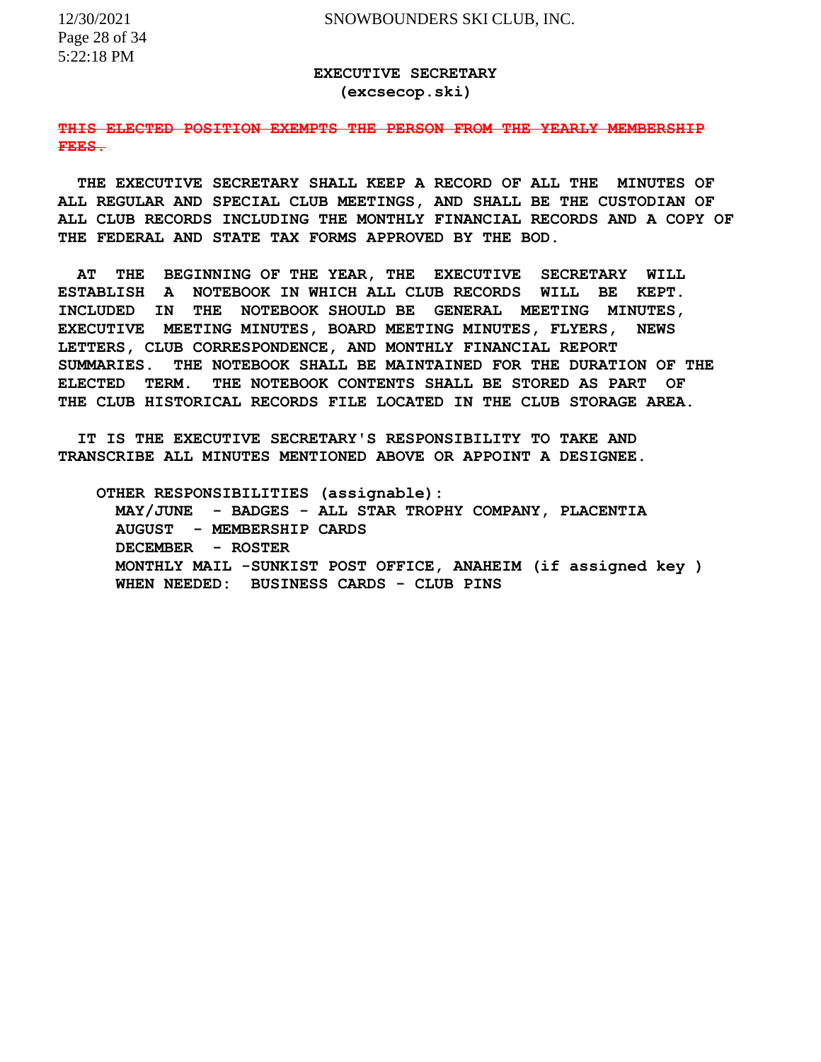## EXECUTIVE SECRETARY
**(excsecop.ski)**

~~**THIS ELECTED POSITION EXEMPTS THE PERSON FROM THE YEARLY MEMBERSHIP FEES.**~~

**THE EXECUTIVE SECRETARY SHALL KEEP A RECORD OF ALL THE MINUTES OF ALL REGULAR AND SPECIAL CLUB MEETINGS, AND SHALL BE THE CUSTODIAN OF ALL CLUB RECORDS INCLUDING THE MONTHLY FINANCIAL RECORDS AND A COPY OF THE FEDERAL AND STATE TAX FORMS APPROVED BY THE BOD.**

**AT THE BEGINNING OF THE YEAR, THE EXECUTIVE SECRETARY WILL ESTABLISH A NOTEBOOK IN WHICH ALL CLUB RECORDS WILL BE KEPT. INCLUDED IN THE NOTEBOOK SHOULD BE GENERAL MEETING MINUTES, EXECUTIVE MEETING MINUTES, BOARD MEETING MINUTES, FLYERS, NEWS LETTERS, CLUB CORRESPONDENCE, AND MONTHLY FINANCIAL REPORT SUMMARIES. THE NOTEBOOK SHALL BE MAINTAINED FOR THE DURATION OF THE ELECTED TERM. THE NOTEBOOK CONTENTS SHALL BE STORED AS PART OF THE CLUB HISTORICAL RECORDS FILE LOCATED IN THE CLUB STORAGE AREA.**

**IT IS THE EXECUTIVE SECRETARY'S RESPONSIBILITY TO TAKE AND TRANSCRIBE ALL MINUTES MENTIONED ABOVE OR APPOINT A DESIGNEE.**

**OTHER RESPONSIBILITIES (assignable):**

- **MAY/JUNE - BADGES - ALL STAR TROPHY COMPANY, PLACENTIA**
- **AUGUST - MEMBERSHIP CARDS**
- **DECEMBER - ROSTER**
- **MONTHLY MAIL -SUNKIST POST OFFICE, ANAHEIM (if assigned key )**
- **WHEN NEEDED: BUSINESS CARDS - CLUB PINS**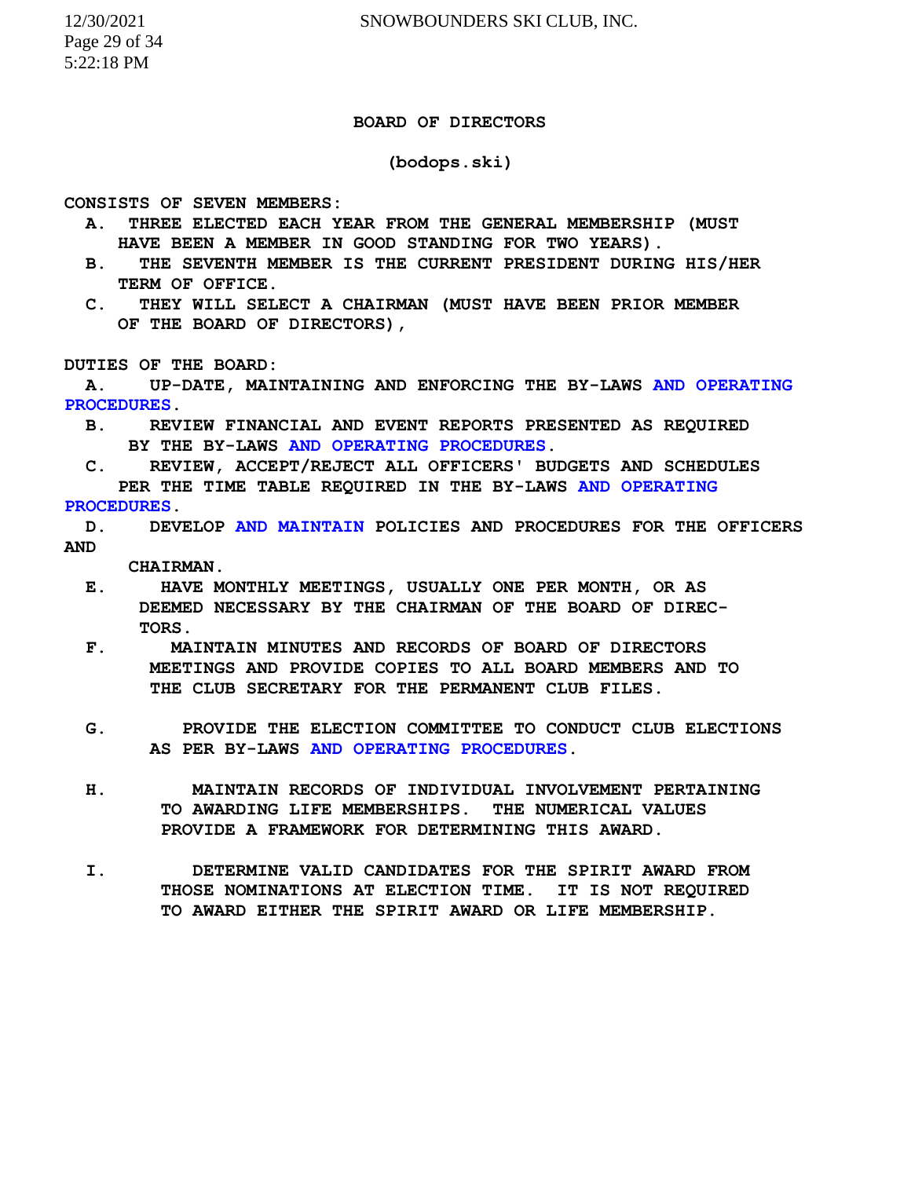## BOARD OF DIRECTORS

**(bodops.ski)**

**CONSISTS OF SEVEN MEMBERS:**

- **A.** THREE ELECTED EACH YEAR FROM THE GENERAL MEMBERSHIP (MUST HAVE BEEN A MEMBER IN GOOD STANDING FOR TWO YEARS).
- **B.** THE SEVENTH MEMBER IS THE CURRENT PRESIDENT DURING HIS/HER TERM OF OFFICE.
- **C.** THEY WILL SELECT A CHAIRMAN (MUST HAVE BEEN PRIOR MEMBER OF THE BOARD OF DIRECTORS),

**DUTIES OF THE BOARD:**

- **A.** UP-DATE, MAINTAINING AND ENFORCING THE BY-LAWS AND OPERATING PROCEDURES.
- **B.** REVIEW FINANCIAL AND EVENT REPORTS PRESENTED AS REQUIRED BY THE BY-LAWS AND OPERATING PROCEDURES.
- **C.** REVIEW, ACCEPT/REJECT ALL OFFICERS' BUDGETS AND SCHEDULES PER THE TIME TABLE REQUIRED IN THE BY-LAWS AND OPERATING PROCEDURES.
- **D.** DEVELOP AND MAINTAIN POLICIES AND PROCEDURES FOR THE OFFICERS AND CHAIRMAN.
- **E.** HAVE MONTHLY MEETINGS, USUALLY ONE PER MONTH, OR AS DEEMED NECESSARY BY THE CHAIRMAN OF THE BOARD OF DIRECTORS.
- **F.** MAINTAIN MINUTES AND RECORDS OF BOARD OF DIRECTORS MEETINGS AND PROVIDE COPIES TO ALL BOARD MEMBERS AND TO THE CLUB SECRETARY FOR THE PERMANENT CLUB FILES.
- **G.** PROVIDE THE ELECTION COMMITTEE TO CONDUCT CLUB ELECTIONS AS PER BY-LAWS AND OPERATING PROCEDURES.
- **H.** MAINTAIN RECORDS OF INDIVIDUAL INVOLVEMENT PERTAINING TO AWARDING LIFE MEMBERSHIPS. THE NUMERICAL VALUES PROVIDE A FRAMEWORK FOR DETERMINING THIS AWARD.
- **I.** DETERMINE VALID CANDIDATES FOR THE SPIRIT AWARD FROM THOSE NOMINATIONS AT ELECTION TIME. IT IS NOT REQUIRED TO AWARD EITHER THE SPIRIT AWARD OR LIFE MEMBERSHIP.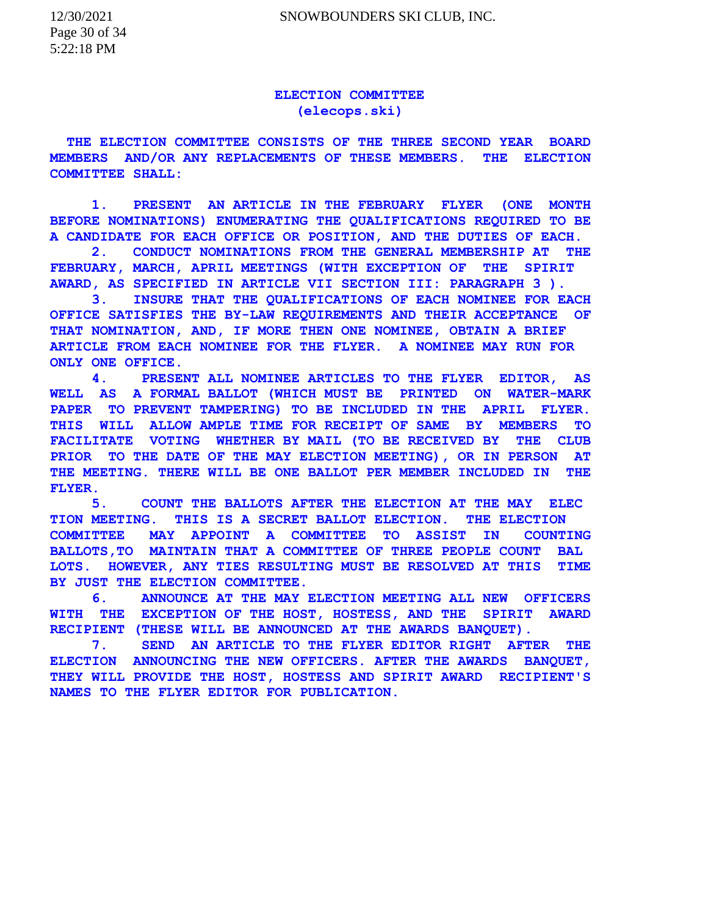## ELECTION COMMITTEE
### (elecops.ski)

THE ELECTION COMMITTEE CONSISTS OF THE THREE SECOND YEAR BOARD MEMBERS AND/OR ANY REPLACEMENTS OF THESE MEMBERS. THE ELECTION COMMITTEE SHALL:

1. PRESENT AN ARTICLE IN THE FEBRUARY FLYER (ONE MONTH BEFORE NOMINATIONS) ENUMERATING THE QUALIFICATIONS REQUIRED TO BE A CANDIDATE FOR EACH OFFICE OR POSITION, AND THE DUTIES OF EACH.
2. CONDUCT NOMINATIONS FROM THE GENERAL MEMBERSHIP AT THE FEBRUARY, MARCH, APRIL MEETINGS (WITH EXCEPTION OF THE SPIRIT AWARD, AS SPECIFIED IN ARTICLE VII SECTION III: PARAGRAPH 3 ).
3. INSURE THAT THE QUALIFICATIONS OF EACH NOMINEE FOR EACH OFFICE SATISFIES THE BY-LAW REQUIREMENTS AND THEIR ACCEPTANCE OF THAT NOMINATION, AND, IF MORE THEN ONE NOMINEE, OBTAIN A BRIEF ARTICLE FROM EACH NOMINEE FOR THE FLYER. A NOMINEE MAY RUN FOR ONLY ONE OFFICE.
4. PRESENT ALL NOMINEE ARTICLES TO THE FLYER EDITOR, AS WELL AS A FORMAL BALLOT (WHICH MUST BE PRINTED ON WATER-MARK PAPER TO PREVENT TAMPERING) TO BE INCLUDED IN THE APRIL FLYER. THIS WILL ALLOW AMPLE TIME FOR RECEIPT OF SAME BY MEMBERS TO FACILITATE VOTING WHETHER BY MAIL (TO BE RECEIVED BY THE CLUB PRIOR TO THE DATE OF THE MAY ELECTION MEETING), OR IN PERSON AT THE MEETING. THERE WILL BE ONE BALLOT PER MEMBER INCLUDED IN THE FLYER.
5. COUNT THE BALLOTS AFTER THE ELECTION AT THE MAY ELECTION MEETING. THIS IS A SECRET BALLOT ELECTION. THE ELECTION COMMITTEE MAY APPOINT A COMMITTEE TO ASSIST IN COUNTING BALLOTS,TO MAINTAIN THAT A COMMITTEE OF THREE PEOPLE COUNT BALLOTS. HOWEVER, ANY TIES RESULTING MUST BE RESOLVED AT THIS TIME BY JUST THE ELECTION COMMITTEE.
6. ANNOUNCE AT THE MAY ELECTION MEETING ALL NEW OFFICERS WITH THE EXCEPTION OF THE HOST, HOSTESS, AND THE SPIRIT AWARD RECIPIENT (THESE WILL BE ANNOUNCED AT THE AWARDS BANQUET).
7. SEND AN ARTICLE TO THE FLYER EDITOR RIGHT AFTER THE ELECTION ANNOUNCING THE NEW OFFICERS. AFTER THE AWARDS BANQUET, THEY WILL PROVIDE THE HOST, HOSTESS AND SPIRIT AWARD RECIPIENT'S NAMES TO THE FLYER EDITOR FOR PUBLICATION.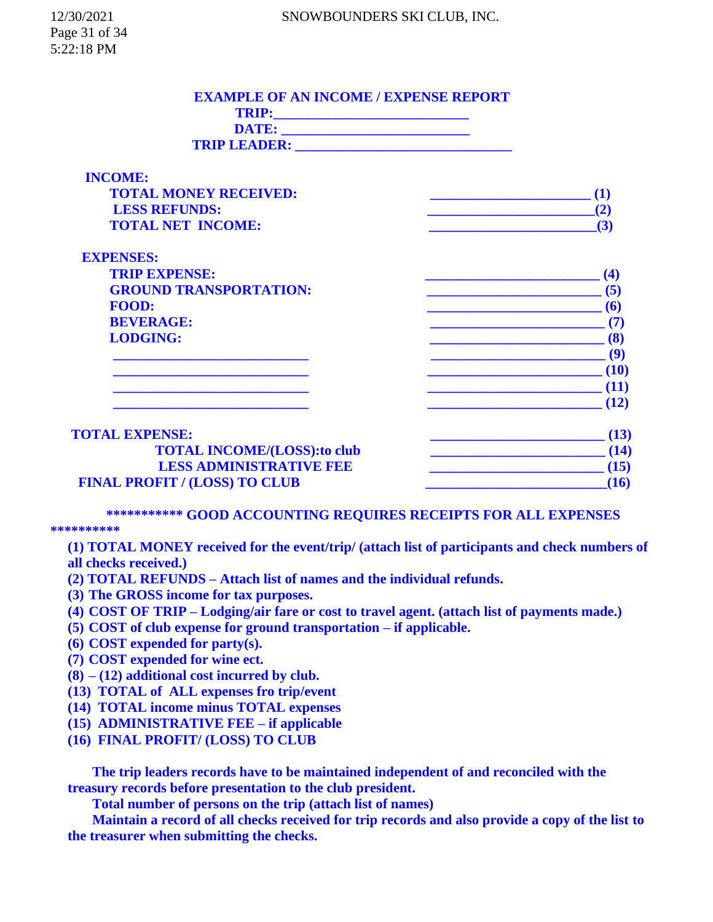## EXAMPLE OF AN INCOME / EXPENSE REPORT

**TRIP:___________________________**

**DATE: __________________________**

**TRIP LEADER: ______________________________**

**INCOME:**

| | | |
|---|---|---|
| **TOTAL MONEY RECEIVED:** | ______________________ | **(1)** |
| **LESS REFUNDS:** | ______________________ | **(2)** |
| **TOTAL NET INCOME:** | ______________________ | **(3)** |

**EXPENSES:**

| | | |
|---|---|---|
| **TRIP EXPENSE:** | ______________________ | **(4)** |
| **GROUND TRANSPORTATION:** | ______________________ | **(5)** |
| **FOOD:** | ______________________ | **(6)** |
| **BEVERAGE:** | ______________________ | **(7)** |
| **LODGING:** | ______________________ | **(8)** |
| ___________________________ | ______________________ | **(9)** |
| ___________________________ | ______________________ | **(10)** |
| ___________________________ | ______________________ | **(11)** |
| ___________________________ | ______________________ | **(12)** |

| | | |
|---|---|---|
| **TOTAL EXPENSE:** | ______________________ | **(13)** |
| **TOTAL INCOME/(LOSS):to club** | ______________________ | **(14)** |
| **LESS ADMINISTRATIVE FEE** | ______________________ | **(15)** |
| **FINAL PROFIT / (LOSS) TO CLUB** | ______________________ | **(16)** |

**\*\*\*\*\*\*\*\*\*\*\* GOOD ACCOUNTING REQUIRES RECEIPTS FOR ALL EXPENSES \*\*\*\*\*\*\*\*\*\***

**(1) TOTAL MONEY received for the event/trip/ (attach list of participants and check numbers of all checks received.)**
**(2) TOTAL REFUNDS – Attach list of names and the individual refunds.**
**(3) The GROSS income for tax purposes.**
**(4) COST OF TRIP – Lodging/air fare or cost to travel agent. (attach list of payments made.)**
**(5) COST of club expense for ground transportation – if applicable.**
**(6) COST expended for party(s).**
**(7) COST expended for wine ect.**
**(8) – (12) additional cost incurred by club.**
**(13) TOTAL of ALL expenses fro trip/event**
**(14) TOTAL income minus TOTAL expenses**
**(15) ADMINISTRATIVE FEE – if applicable**
**(16) FINAL PROFIT/ (LOSS) TO CLUB**

**The trip leaders records have to be maintained independent of and reconciled with the treasury records before presentation to the club president.**

**Total number of persons on the trip (attach list of names)**

**Maintain a record of all checks received for trip records and also provide a copy of the list to the treasurer when submitting the checks.**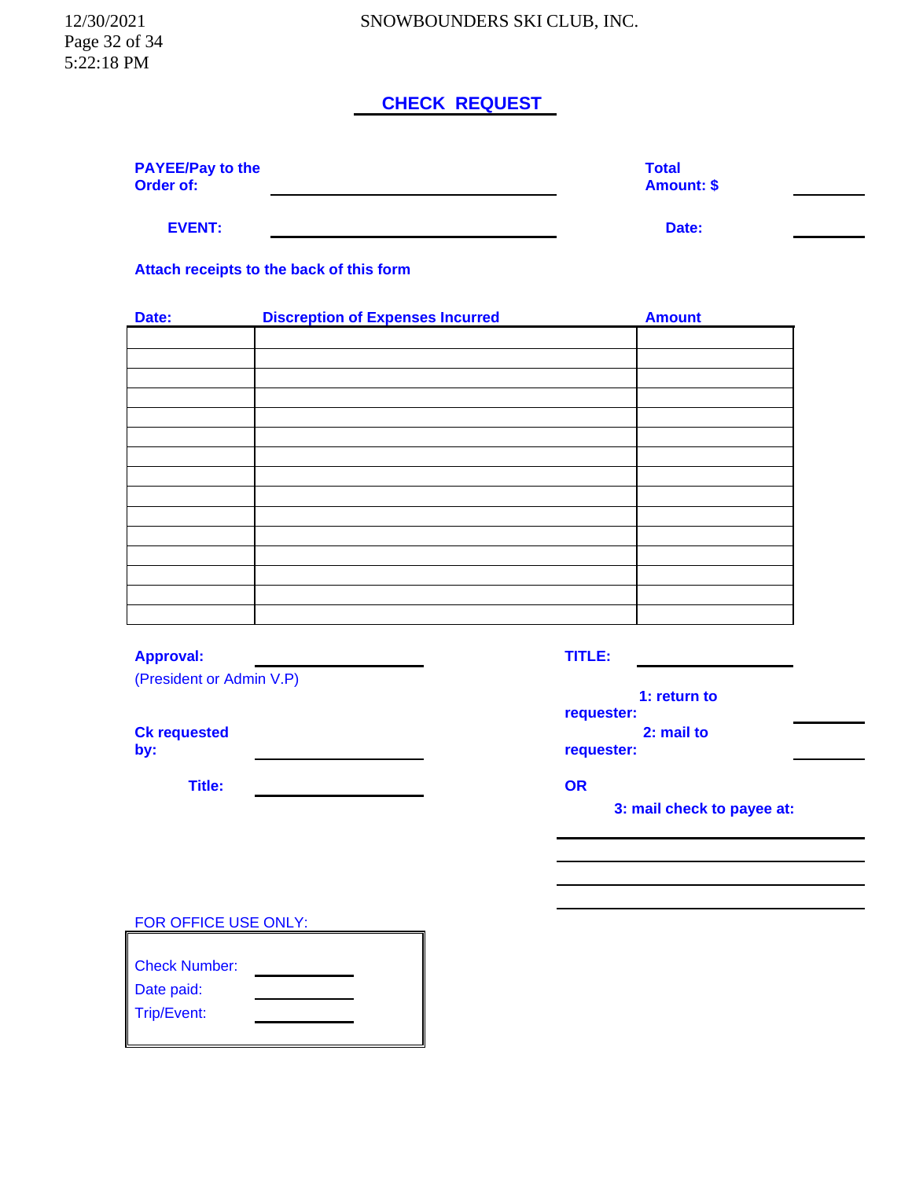# CHECK REQUEST

**PAYEE/Pay to the Order of:** ______________________ **Total Amount: $** ________

**EVENT:** ______________________ **Date:** ________

**Attach receipts to the back of this form**

| Date: | Discreption of Expenses Incurred | Amount |
|---|---|---|
| | | |
| | | |
| | | |
| | | |
| | | |
| | | |
| | | |
| | | |
| | | |
| | | |
| | | |
| | | |
| | | |
| | | |
| | | |

**Approval:** ______________ **TITLE:** ______________

(President or Admin V.P)

**1: return to requester:** ________

**Ck requested by:** ______________

**2: mail to requester:** ________

**Title:** ______________

**OR**

**3: mail check to payee at:**

______________________

______________________

______________________

______________________

FOR OFFICE USE ONLY:

Check Number: ________

Date paid: ________

Trip/Event: ________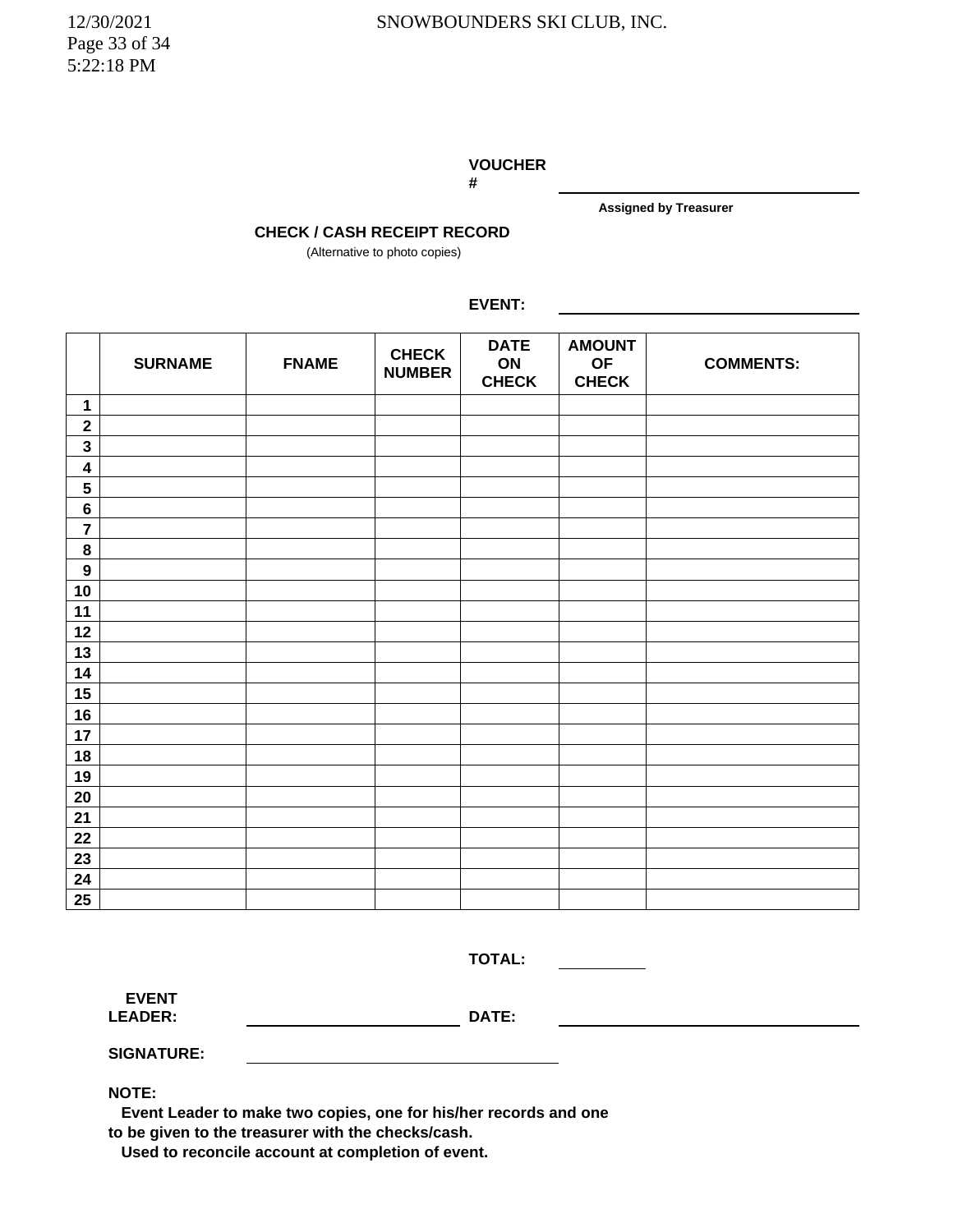**VOUCHER #** ____________________
**Assigned by Treasurer**

**CHECK / CASH RECEIPT RECORD**
(Alternative to photo copies)

**EVENT:** ____________________

| | SURNAME | FNAME | CHECK NUMBER | DATE ON CHECK | AMOUNT OF CHECK | COMMENTS: |
|---|---|---|---|---|---|---|
| **1** | | | | | | |
| **2** | | | | | | |
| **3** | | | | | | |
| **4** | | | | | | |
| **5** | | | | | | |
| **6** | | | | | | |
| **7** | | | | | | |
| **8** | | | | | | |
| **9** | | | | | | |
| **10** | | | | | | |
| **11** | | | | | | |
| **12** | | | | | | |
| **13** | | | | | | |
| **14** | | | | | | |
| **15** | | | | | | |
| **16** | | | | | | |
| **17** | | | | | | |
| **18** | | | | | | |
| **19** | | | | | | |
| **20** | | | | | | |
| **21** | | | | | | |
| **22** | | | | | | |
| **23** | | | | | | |
| **24** | | | | | | |
| **25** | | | | | | |

**TOTAL:** __________

**EVENT LEADER:** ____________________ **DATE:** ____________________

**SIGNATURE:** ____________________

**NOTE:**
**Event Leader to make two copies, one for his/her records and one to be given to the treasurer with the checks/cash.**
**Used to reconcile account at completion of event.**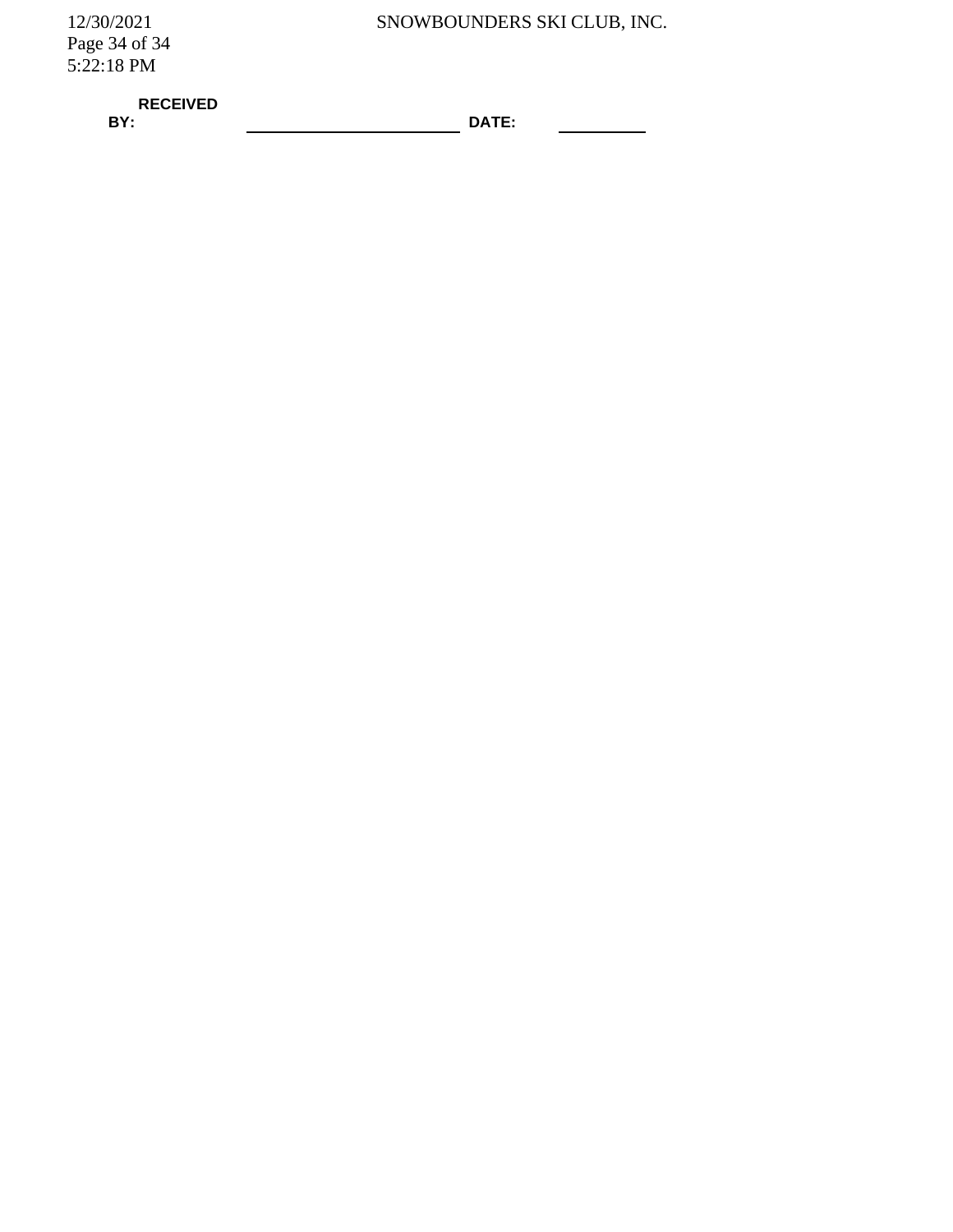**RECEIVED BY:** \_\_\_\_\_\_\_\_\_\_\_\_\_\_\_\_\_\_\_\_\_\_\_\_ **DATE:** \_\_\_\_\_\_\_\_\_\_